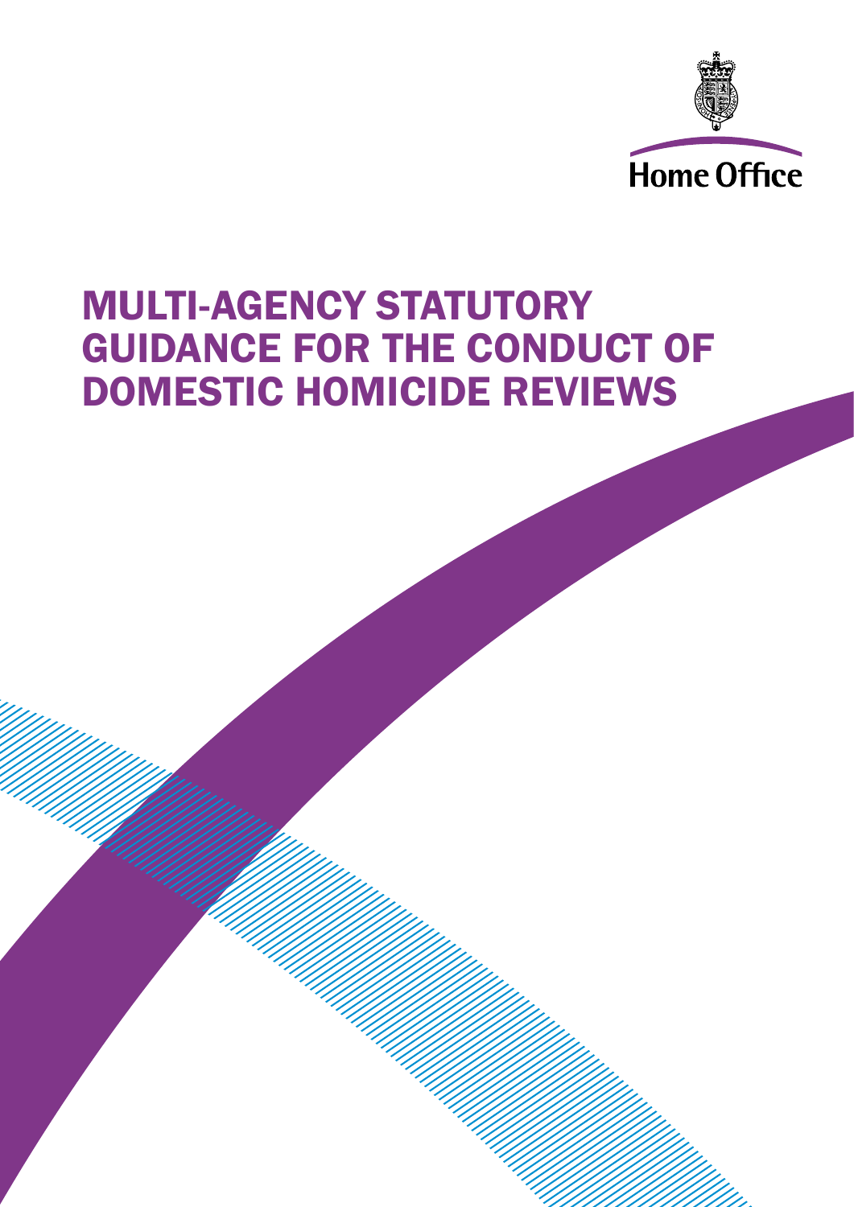Home Office

# MULTI-AGENCY STATUTORY GUIDANCE FOR THE CONDUCT OF DOMESTIC HOMICIDE REVIEWS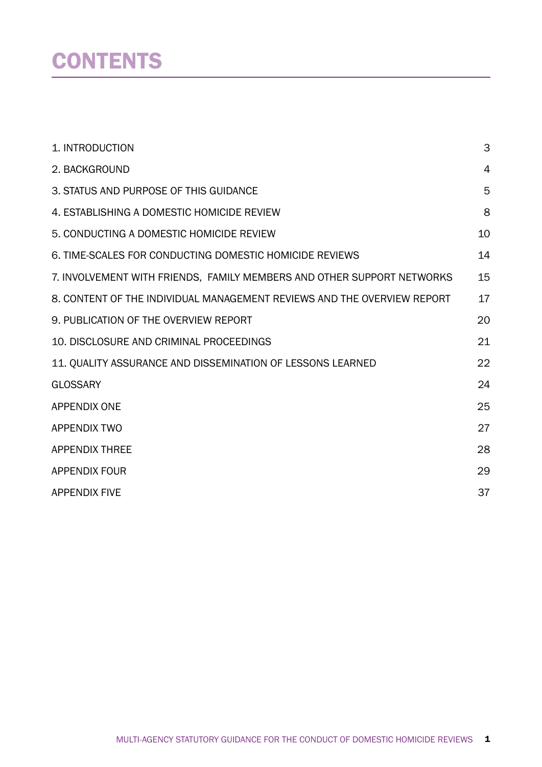# CONTENTS

| | |
|---|---|
| 1. INTRODUCTION | 3 |
| 2. BACKGROUND | 4 |
| 3. STATUS AND PURPOSE OF THIS GUIDANCE | 5 |
| 4. ESTABLISHING A DOMESTIC HOMICIDE REVIEW | 8 |
| 5. CONDUCTING A DOMESTIC HOMICIDE REVIEW | 10 |
| 6. TIME-SCALES FOR CONDUCTING DOMESTIC HOMICIDE REVIEWS | 14 |
| 7. INVOLVEMENT WITH FRIENDS, FAMILY MEMBERS AND OTHER SUPPORT NETWORKS | 15 |
| 8. CONTENT OF THE INDIVIDUAL MANAGEMENT REVIEWS AND THE OVERVIEW REPORT | 17 |
| 9. PUBLICATION OF THE OVERVIEW REPORT | 20 |
| 10. DISCLOSURE AND CRIMINAL PROCEEDINGS | 21 |
| 11. QUALITY ASSURANCE AND DISSEMINATION OF LESSONS LEARNED | 22 |
| GLOSSARY | 24 |
| APPENDIX ONE | 25 |
| APPENDIX TWO | 27 |
| APPENDIX THREE | 28 |
| APPENDIX FOUR | 29 |
| APPENDIX FIVE | 37 |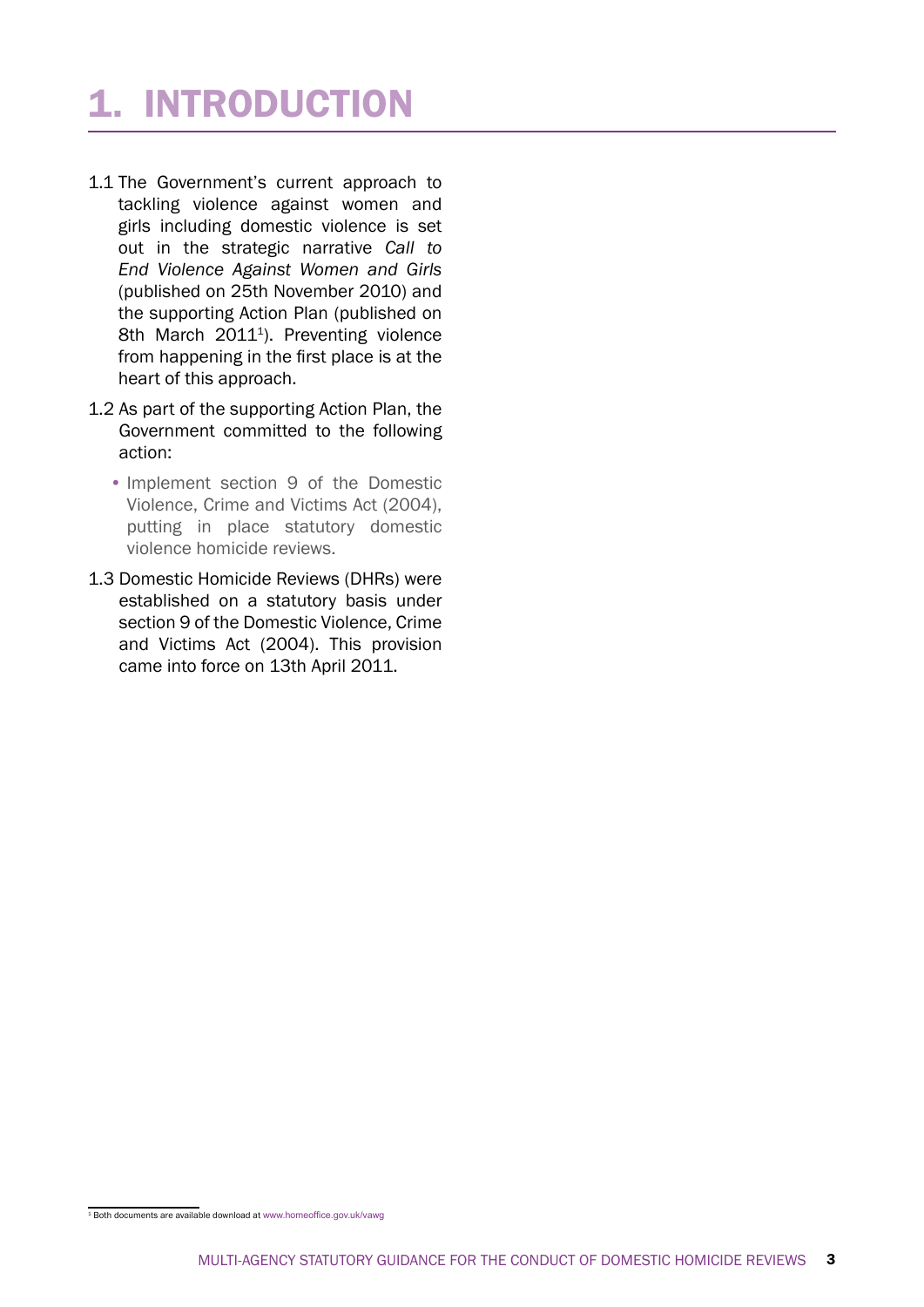# 1. INTRODUCTION

1.1 The Government's current approach to tackling violence against women and girls including domestic violence is set out in the strategic narrative *Call to End Violence Against Women and Girls* (published on 25th November 2010) and the supporting Action Plan (published on 8th March 2011[1]). Preventing violence from happening in the first place is at the heart of this approach.

1.2 As part of the supporting Action Plan, the Government committed to the following action:

- Implement section 9 of the Domestic Violence, Crime and Victims Act (2004), putting in place statutory domestic violence homicide reviews.

1.3 Domestic Homicide Reviews (DHRs) were established on a statutory basis under section 9 of the Domestic Violence, Crime and Victims Act (2004). This provision came into force on 13th April 2011.

[1] Both documents are available download at www.homeoffice.gov.uk/vawg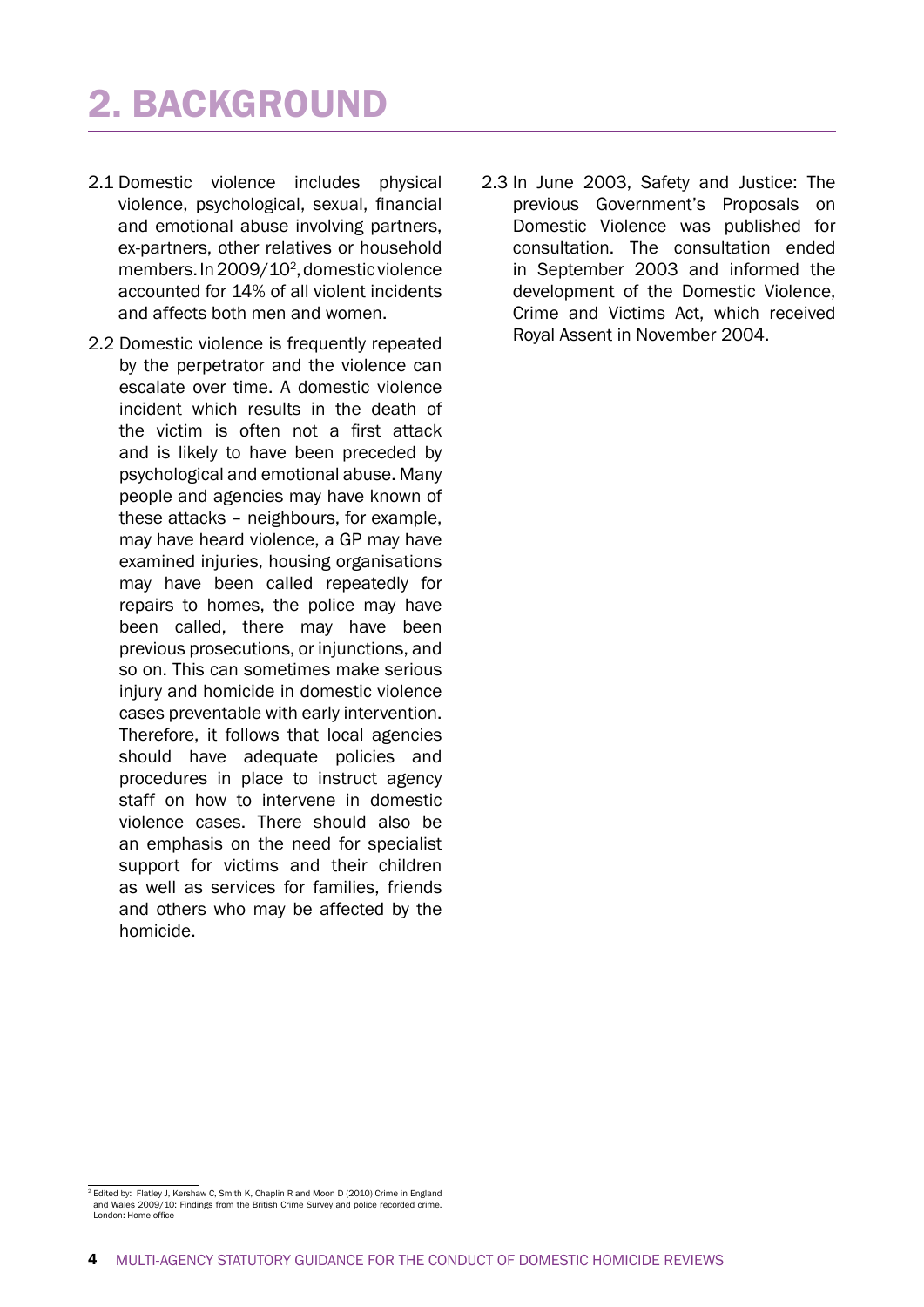# 2. BACKGROUND

2.1 Domestic violence includes physical violence, psychological, sexual, financial and emotional abuse involving partners, ex-partners, other relatives or household members. In 2009/10[2], domestic violence accounted for 14% of all violent incidents and affects both men and women.

2.2 Domestic violence is frequently repeated by the perpetrator and the violence can escalate over time. A domestic violence incident which results in the death of the victim is often not a first attack and is likely to have been preceded by psychological and emotional abuse. Many people and agencies may have known of these attacks – neighbours, for example, may have heard violence, a GP may have examined injuries, housing organisations may have been called repeatedly for repairs to homes, the police may have been called, there may have been previous prosecutions, or injunctions, and so on. This can sometimes make serious injury and homicide in domestic violence cases preventable with early intervention. Therefore, it follows that local agencies should have adequate policies and procedures in place to instruct agency staff on how to intervene in domestic violence cases. There should also be an emphasis on the need for specialist support for victims and their children as well as services for families, friends and others who may be affected by the homicide.

2.3 In June 2003, Safety and Justice: The previous Government's Proposals on Domestic Violence was published for consultation. The consultation ended in September 2003 and informed the development of the Domestic Violence, Crime and Victims Act, which received Royal Assent in November 2004.

---

[2] Edited by: Flatley J, Kershaw C, Smith K, Chaplin R and Moon D (2010) Crime in England and Wales 2009/10: Findings from the British Crime Survey and police recorded crime. London: Home office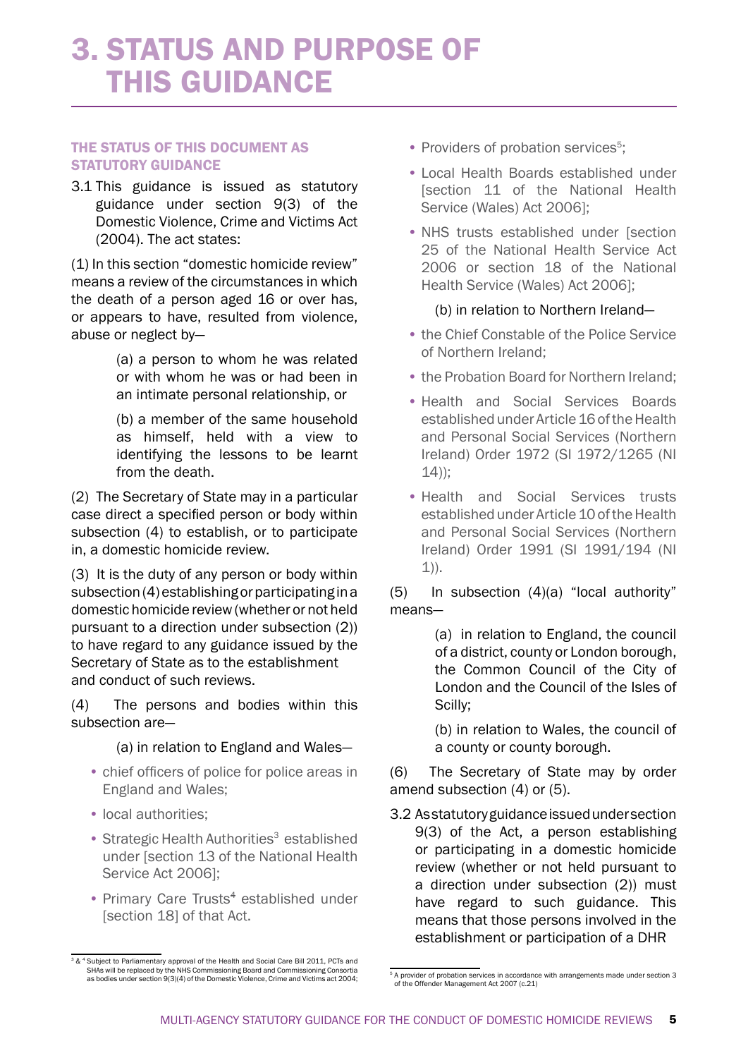# 3. STATUS AND PURPOSE OF THIS GUIDANCE

### THE STATUS OF THIS DOCUMENT AS STATUTORY GUIDANCE

3.1 This guidance is issued as statutory guidance under section 9(3) of the Domestic Violence, Crime and Victims Act (2004). The act states:

(1) In this section "domestic homicide review" means a review of the circumstances in which the death of a person aged 16 or over has, or appears to have, resulted from violence, abuse or neglect by—

> (a) a person to whom he was related or with whom he was or had been in an intimate personal relationship, or
>
> (b) a member of the same household as himself, held with a view to identifying the lessons to be learnt from the death.

(2) The Secretary of State may in a particular case direct a specified person or body within subsection (4) to establish, or to participate in, a domestic homicide review.

(3) It is the duty of any person or body within subsection (4) establishing or participating in a domestic homicide review (whether or not held pursuant to a direction under subsection (2)) to have regard to any guidance issued by the Secretary of State as to the establishment and conduct of such reviews.

(4) The persons and bodies within this subsection are—

> (a) in relation to England and Wales—

- chief officers of police for police areas in England and Wales;
- local authorities;
- Strategic Health Authorities[3] established under [section 13 of the National Health Service Act 2006];
- Primary Care Trusts[4] established under [section 18] of that Act.
- Providers of probation services[5];
- Local Health Boards established under [section 11 of the National Health Service (Wales) Act 2006];
- NHS trusts established under [section 25 of the National Health Service Act 2006 or section 18 of the National Health Service (Wales) Act 2006];

> (b) in relation to Northern Ireland—

- the Chief Constable of the Police Service of Northern Ireland;
- the Probation Board for Northern Ireland;
- Health and Social Services Boards established under Article 16 of the Health and Personal Social Services (Northern Ireland) Order 1972 (SI 1972/1265 (NI 14));
- Health and Social Services trusts established under Article 10 of the Health and Personal Social Services (Northern Ireland) Order 1991 (SI 1991/194 (NI 1)).

(5) In subsection (4)(a) "local authority" means—

> (a) in relation to England, the council of a district, county or London borough, the Common Council of the City of London and the Council of the Isles of Scilly;
>
> (b) in relation to Wales, the council of a county or county borough.

(6) The Secretary of State may by order amend subsection (4) or (5).

3.2 As statutory guidance issued under section 9(3) of the Act, a person establishing or participating in a domestic homicide review (whether or not held pursuant to a direction under subsection (2)) must have regard to such guidance. This means that those persons involved in the establishment or participation of a DHR

---

[3] & [4] Subject to Parliamentary approval of the Health and Social Care Bill 2011, PCTs and SHAs will be replaced by the NHS Commissioning Board and Commissioning Consortia as bodies under section 9(3)(4) of the Domestic Violence, Crime and Victims act 2004;

[5] A provider of probation services in accordance with arrangements made under section 3 of the Offender Management Act 2007 (c.21)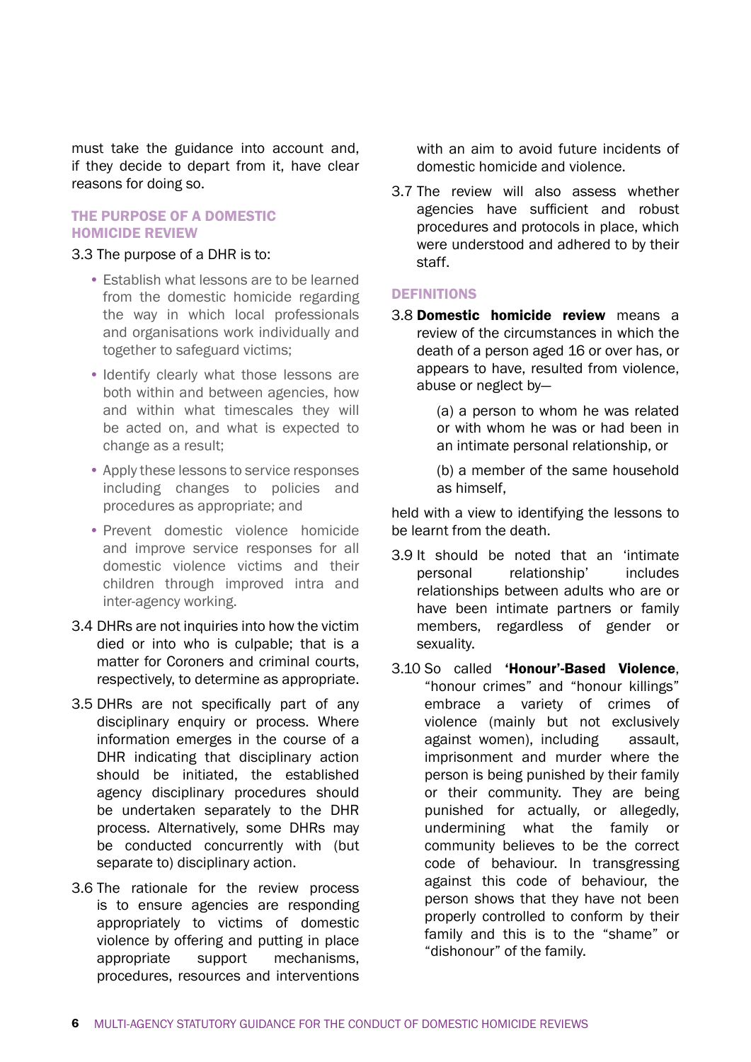must take the guidance into account and, if they decide to depart from it, have clear reasons for doing so.

## THE PURPOSE OF A DOMESTIC HOMICIDE REVIEW

3.3 The purpose of a DHR is to:

- Establish what lessons are to be learned from the domestic homicide regarding the way in which local professionals and organisations work individually and together to safeguard victims;
- Identify clearly what those lessons are both within and between agencies, how and within what timescales they will be acted on, and what is expected to change as a result;
- Apply these lessons to service responses including changes to policies and procedures as appropriate; and
- Prevent domestic violence homicide and improve service responses for all domestic violence victims and their children through improved intra and inter-agency working.

3.4 DHRs are not inquiries into how the victim died or into who is culpable; that is a matter for Coroners and criminal courts, respectively, to determine as appropriate.

3.5 DHRs are not specifically part of any disciplinary enquiry or process. Where information emerges in the course of a DHR indicating that disciplinary action should be initiated, the established agency disciplinary procedures should be undertaken separately to the DHR process. Alternatively, some DHRs may be conducted concurrently with (but separate to) disciplinary action.

3.6 The rationale for the review process is to ensure agencies are responding appropriately to victims of domestic violence by offering and putting in place appropriate support mechanisms, procedures, resources and interventions with an aim to avoid future incidents of domestic homicide and violence.

3.7 The review will also assess whether agencies have sufficient and robust procedures and protocols in place, which were understood and adhered to by their staff.

## DEFINITIONS

3.8 **Domestic homicide review** means a review of the circumstances in which the death of a person aged 16 or over has, or appears to have, resulted from violence, abuse or neglect by—

(a) a person to whom he was related or with whom he was or had been in an intimate personal relationship, or

(b) a member of the same household as himself,

held with a view to identifying the lessons to be learnt from the death.

3.9 It should be noted that an 'intimate personal relationship' includes relationships between adults who are or have been intimate partners or family members, regardless of gender or sexuality.

3.10 So called **'Honour'-Based Violence**, "honour crimes" and "honour killings" embrace a variety of crimes of violence (mainly but not exclusively against women), including assault, imprisonment and murder where the person is being punished by their family or their community. They are being punished for actually, or allegedly, undermining what the family or community believes to be the correct code of behaviour. In transgressing against this code of behaviour, the person shows that they have not been properly controlled to conform by their family and this is to the "shame" or "dishonour" of the family.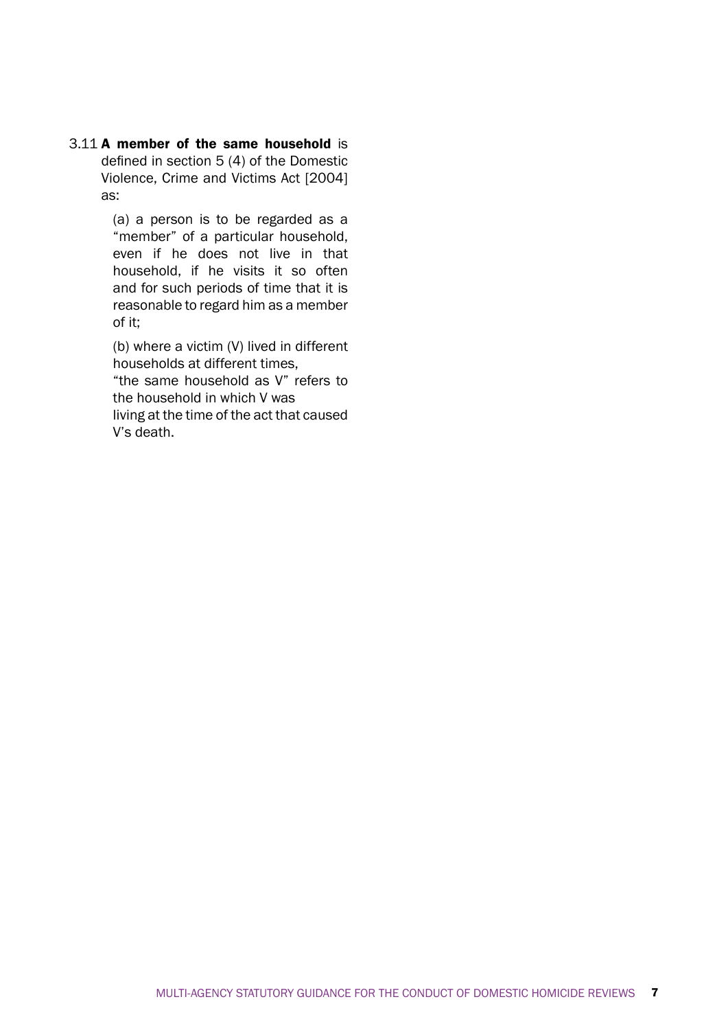3.11 **A member of the same household** is defined in section 5 (4) of the Domestic Violence, Crime and Victims Act [2004] as:

(a) a person is to be regarded as a "member" of a particular household, even if he does not live in that household, if he visits it so often and for such periods of time that it is reasonable to regard him as a member of it;

(b) where a victim (V) lived in different households at different times, "the same household as V" refers to the household in which V was living at the time of the act that caused V's death.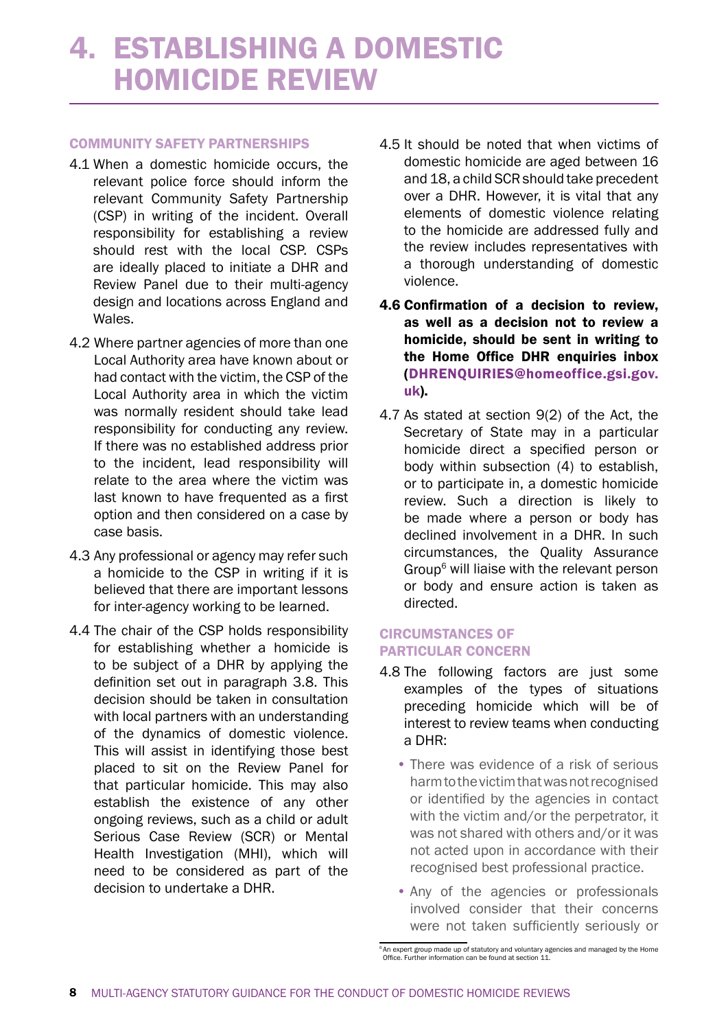# 4. ESTABLISHING A DOMESTIC HOMICIDE REVIEW

## COMMUNITY SAFETY PARTNERSHIPS

4.1 When a domestic homicide occurs, the relevant police force should inform the relevant Community Safety Partnership (CSP) in writing of the incident. Overall responsibility for establishing a review should rest with the local CSP. CSPs are ideally placed to initiate a DHR and Review Panel due to their multi-agency design and locations across England and Wales.

4.2 Where partner agencies of more than one Local Authority area have known about or had contact with the victim, the CSP of the Local Authority area in which the victim was normally resident should take lead responsibility for conducting any review. If there was no established address prior to the incident, lead responsibility will relate to the area where the victim was last known to have frequented as a first option and then considered on a case by case basis.

4.3 Any professional or agency may refer such a homicide to the CSP in writing if it is believed that there are important lessons for inter-agency working to be learned.

4.4 The chair of the CSP holds responsibility for establishing whether a homicide is to be subject of a DHR by applying the definition set out in paragraph 3.8. This decision should be taken in consultation with local partners with an understanding of the dynamics of domestic violence. This will assist in identifying those best placed to sit on the Review Panel for that particular homicide. This may also establish the existence of any other ongoing reviews, such as a child or adult Serious Case Review (SCR) or Mental Health Investigation (MHI), which will need to be considered as part of the decision to undertake a DHR.

4.5 It should be noted that when victims of domestic homicide are aged between 16 and 18, a child SCR should take precedent over a DHR. However, it is vital that any elements of domestic violence relating to the homicide are addressed fully and the review includes representatives with a thorough understanding of domestic violence.

**4.6 Confirmation of a decision to review, as well as a decision not to review a homicide, should be sent in writing to the Home Office DHR enquiries inbox (DHRENQUIRIES@homeoffice.gsi.gov.uk).**

4.7 As stated at section 9(2) of the Act, the Secretary of State may in a particular homicide direct a specified person or body within subsection (4) to establish, or to participate in, a domestic homicide review. Such a direction is likely to be made where a person or body has declined involvement in a DHR. In such circumstances, the Quality Assurance Group[6] will liaise with the relevant person or body and ensure action is taken as directed.

## CIRCUMSTANCES OF PARTICULAR CONCERN

4.8 The following factors are just some examples of the types of situations preceding homicide which will be of interest to review teams when conducting a DHR:

- There was evidence of a risk of serious harm to the victim that was not recognised or identified by the agencies in contact with the victim and/or the perpetrator, it was not shared with others and/or it was not acted upon in accordance with their recognised best professional practice.
- Any of the agencies or professionals involved consider that their concerns were not taken sufficiently seriously or

[6] An expert group made up of statutory and voluntary agencies and managed by the Home Office. Further information can be found at section 11.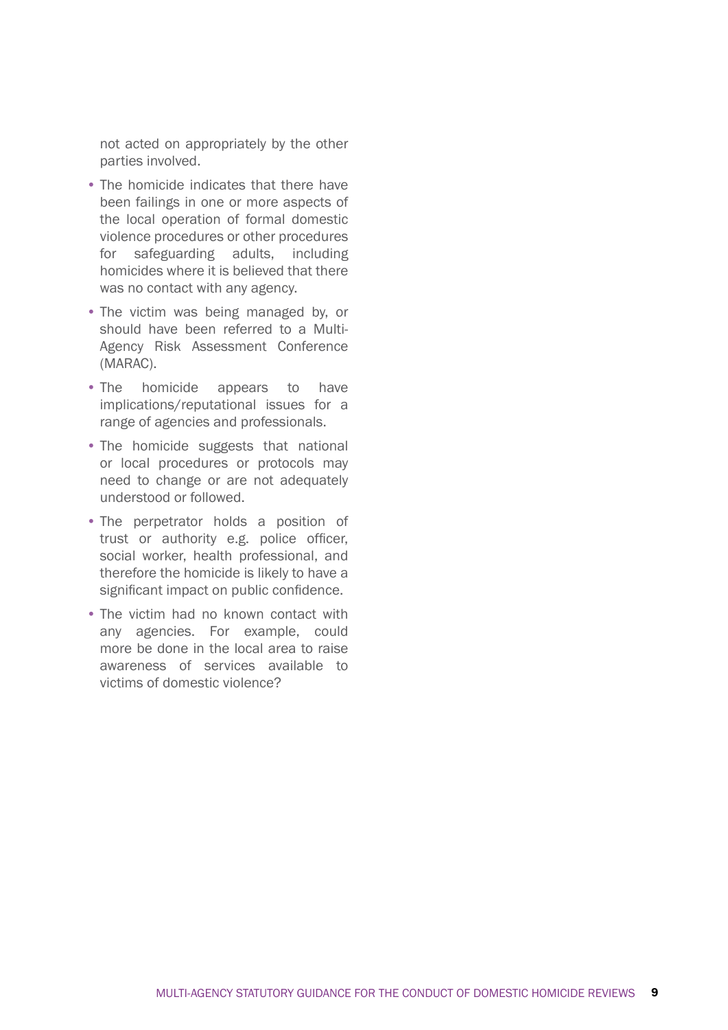not acted on appropriately by the other parties involved.

- The homicide indicates that there have been failings in one or more aspects of the local operation of formal domestic violence procedures or other procedures for safeguarding adults, including homicides where it is believed that there was no contact with any agency.
- The victim was being managed by, or should have been referred to a Multi-Agency Risk Assessment Conference (MARAC).
- The homicide appears to have implications/reputational issues for a range of agencies and professionals.
- The homicide suggests that national or local procedures or protocols may need to change or are not adequately understood or followed.
- The perpetrator holds a position of trust or authority e.g. police officer, social worker, health professional, and therefore the homicide is likely to have a significant impact on public confidence.
- The victim had no known contact with any agencies. For example, could more be done in the local area to raise awareness of services available to victims of domestic violence?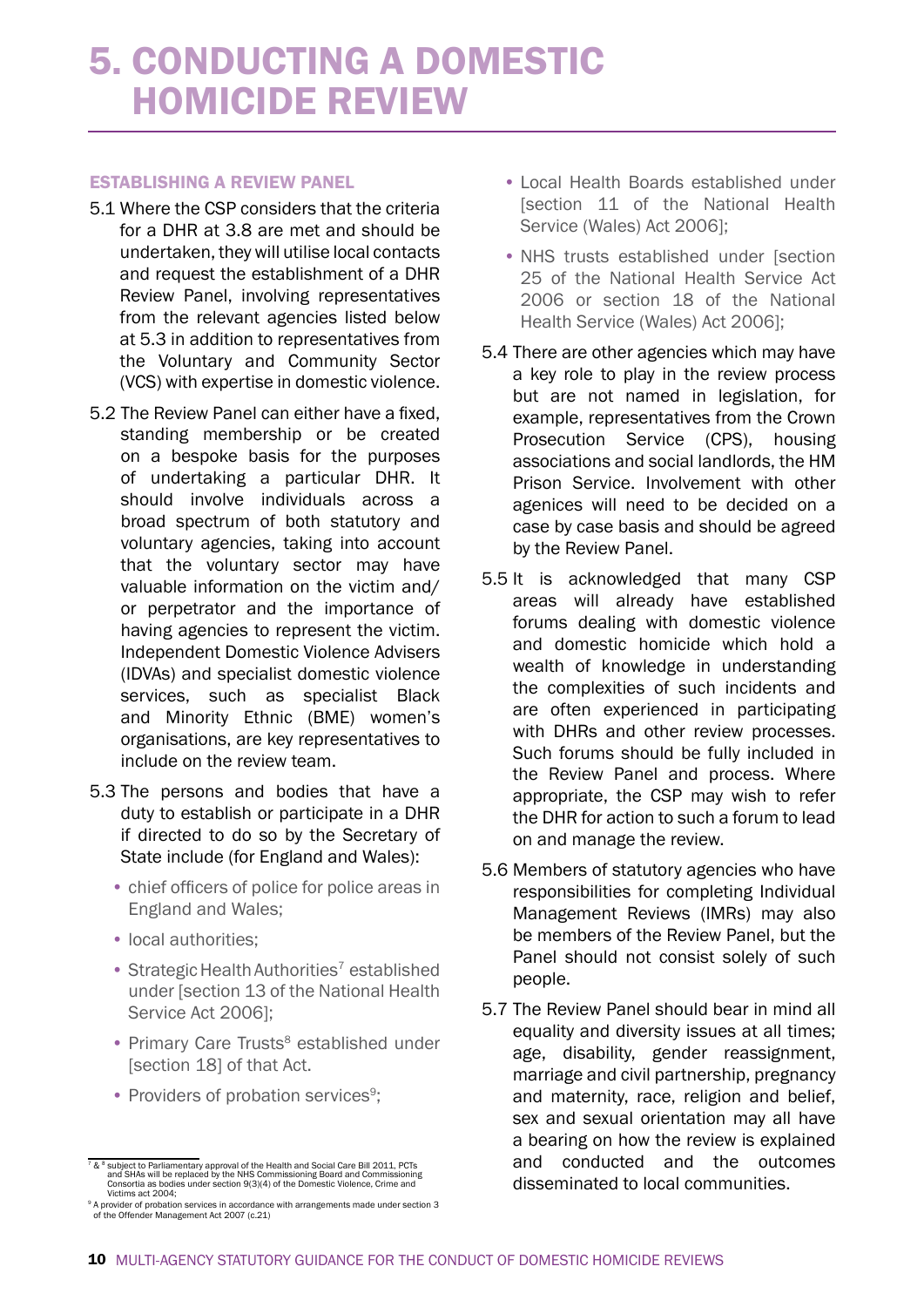# 5. CONDUCTING A DOMESTIC HOMICIDE REVIEW

### ESTABLISHING A REVIEW PANEL

5.1 Where the CSP considers that the criteria for a DHR at 3.8 are met and should be undertaken, they will utilise local contacts and request the establishment of a DHR Review Panel, involving representatives from the relevant agencies listed below at 5.3 in addition to representatives from the Voluntary and Community Sector (VCS) with expertise in domestic violence.

5.2 The Review Panel can either have a fixed, standing membership or be created on a bespoke basis for the purposes of undertaking a particular DHR. It should involve individuals across a broad spectrum of both statutory and voluntary agencies, taking into account that the voluntary sector may have valuable information on the victim and/or perpetrator and the importance of having agencies to represent the victim. Independent Domestic Violence Advisers (IDVAs) and specialist domestic violence services, such as specialist Black and Minority Ethnic (BME) women's organisations, are key representatives to include on the review team.

5.3 The persons and bodies that have a duty to establish or participate in a DHR if directed to do so by the Secretary of State include (for England and Wales):

- chief officers of police for police areas in England and Wales;
- local authorities;
- Strategic Health Authorities[7] established under [section 13 of the National Health Service Act 2006];
- Primary Care Trusts[8] established under [section 18] of that Act.
- Providers of probation services[9];
- Local Health Boards established under [section 11 of the National Health Service (Wales) Act 2006];
- NHS trusts established under [section 25 of the National Health Service Act 2006 or section 18 of the National Health Service (Wales) Act 2006];

5.4 There are other agencies which may have a key role to play in the review process but are not named in legislation, for example, representatives from the Crown Prosecution Service (CPS), housing associations and social landlords, the HM Prison Service. Involvement with other agenices will need to be decided on a case by case basis and should be agreed by the Review Panel.

5.5 It is acknowledged that many CSP areas will already have established forums dealing with domestic violence and domestic homicide which hold a wealth of knowledge in understanding the complexities of such incidents and are often experienced in participating with DHRs and other review processes. Such forums should be fully included in the Review Panel and process. Where appropriate, the CSP may wish to refer the DHR for action to such a forum to lead on and manage the review.

5.6 Members of statutory agencies who have responsibilities for completing Individual Management Reviews (IMRs) may also be members of the Review Panel, but the Panel should not consist solely of such people.

5.7 The Review Panel should bear in mind all equality and diversity issues at all times; age, disability, gender reassignment, marriage and civil partnership, pregnancy and maternity, race, religion and belief, sex and sexual orientation may all have a bearing on how the review is explained and conducted and the outcomes disseminated to local communities.

---

[7] & [8] subject to Parliamentary approval of the Health and Social Care Bill 2011, PCTs and SHAs will be replaced by the NHS Commissioning Board and Commissioning Consortia as bodies under section 9(3)(4) of the Domestic Violence, Crime and Victims act 2004;

[9] A provider of probation services in accordance with arrangements made under section 3 of the Offender Management Act 2007 (c.21)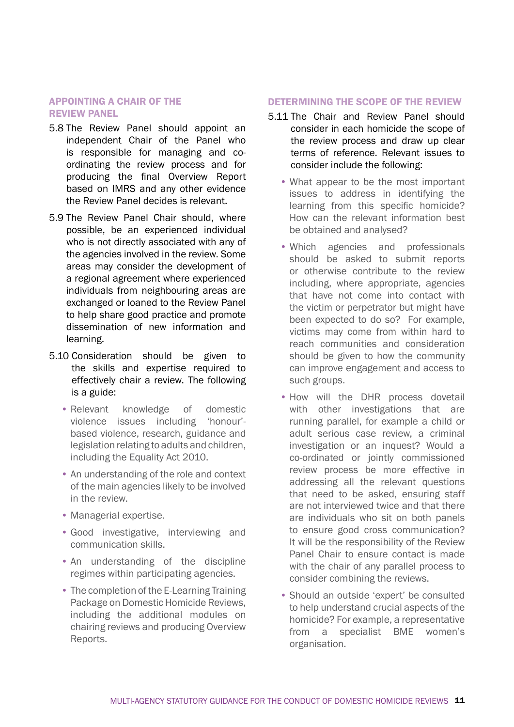## APPOINTING A CHAIR OF THE REVIEW PANEL

5.8 The Review Panel should appoint an independent Chair of the Panel who is responsible for managing and co-ordinating the review process and for producing the final Overview Report based on IMRS and any other evidence the Review Panel decides is relevant.

5.9 The Review Panel Chair should, where possible, be an experienced individual who is not directly associated with any of the agencies involved in the review. Some areas may consider the development of a regional agreement where experienced individuals from neighbouring areas are exchanged or loaned to the Review Panel to help share good practice and promote dissemination of new information and learning.

5.10 Consideration should be given to the skills and expertise required to effectively chair a review. The following is a guide:

- Relevant knowledge of domestic violence issues including 'honour'-based violence, research, guidance and legislation relating to adults and children, including the Equality Act 2010.
- An understanding of the role and context of the main agencies likely to be involved in the review.
- Managerial expertise.
- Good investigative, interviewing and communication skills.
- An understanding of the discipline regimes within participating agencies.
- The completion of the E-Learning Training Package on Domestic Homicide Reviews, including the additional modules on chairing reviews and producing Overview Reports.

## DETERMINING THE SCOPE OF THE REVIEW

5.11 The Chair and Review Panel should consider in each homicide the scope of the review process and draw up clear terms of reference. Relevant issues to consider include the following:

- What appear to be the most important issues to address in identifying the learning from this specific homicide? How can the relevant information best be obtained and analysed?
- Which agencies and professionals should be asked to submit reports or otherwise contribute to the review including, where appropriate, agencies that have not come into contact with the victim or perpetrator but might have been expected to do so? For example, victims may come from within hard to reach communities and consideration should be given to how the community can improve engagement and access to such groups.
- How will the DHR process dovetail with other investigations that are running parallel, for example a child or adult serious case review, a criminal investigation or an inquest? Would a co-ordinated or jointly commissioned review process be more effective in addressing all the relevant questions that need to be asked, ensuring staff are not interviewed twice and that there are individuals who sit on both panels to ensure good cross communication? It will be the responsibility of the Review Panel Chair to ensure contact is made with the chair of any parallel process to consider combining the reviews.
- Should an outside 'expert' be consulted to help understand crucial aspects of the homicide? For example, a representative from a specialist BME women's organisation.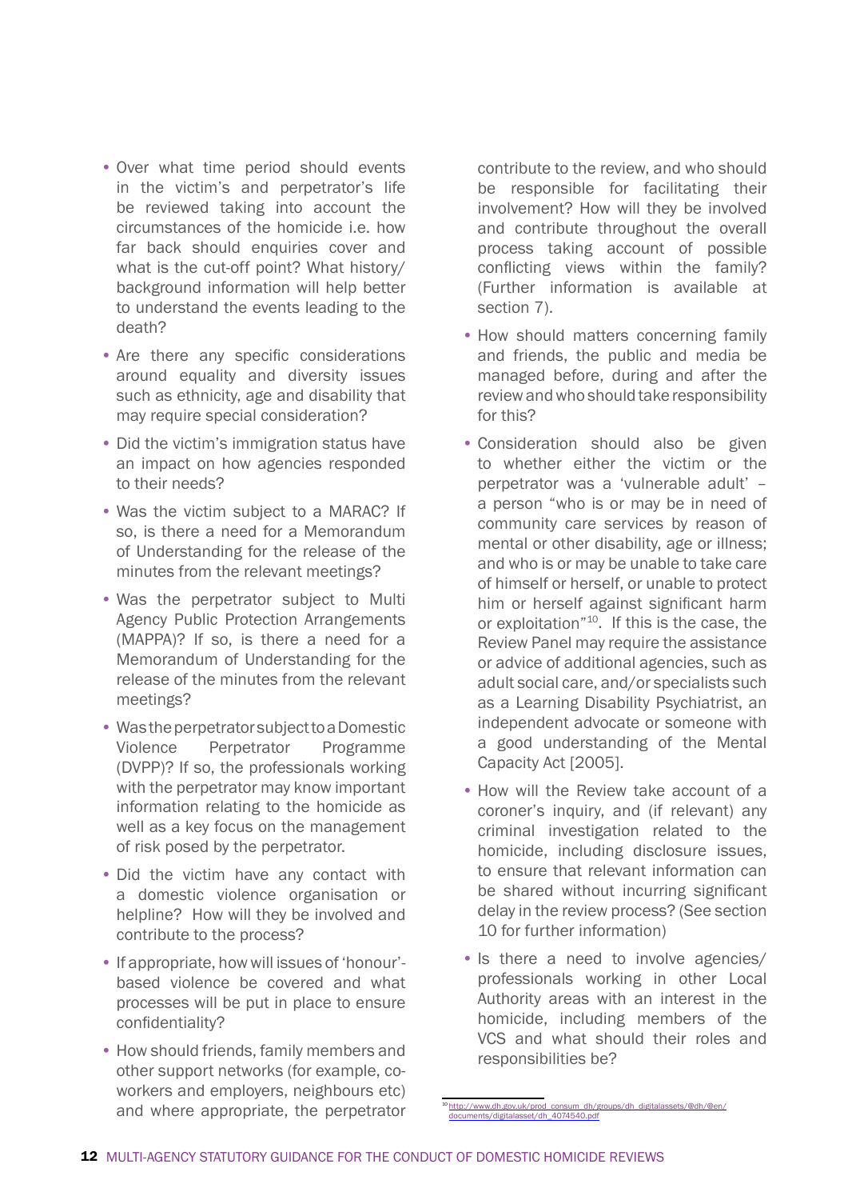- Over what time period should events in the victim's and perpetrator's life be reviewed taking into account the circumstances of the homicide i.e. how far back should enquiries cover and what is the cut-off point? What history/ background information will help better to understand the events leading to the death?
- Are there any specific considerations around equality and diversity issues such as ethnicity, age and disability that may require special consideration?
- Did the victim's immigration status have an impact on how agencies responded to their needs?
- Was the victim subject to a MARAC? If so, is there a need for a Memorandum of Understanding for the release of the minutes from the relevant meetings?
- Was the perpetrator subject to Multi Agency Public Protection Arrangements (MAPPA)? If so, is there a need for a Memorandum of Understanding for the release of the minutes from the relevant meetings?
- Was the perpetrator subject to a Domestic Violence Perpetrator Programme (DVPP)? If so, the professionals working with the perpetrator may know important information relating to the homicide as well as a key focus on the management of risk posed by the perpetrator.
- Did the victim have any contact with a domestic violence organisation or helpline? How will they be involved and contribute to the process?
- If appropriate, how will issues of 'honour'-based violence be covered and what processes will be put in place to ensure confidentiality?
- How should friends, family members and other support networks (for example, co-workers and employers, neighbours etc) and where appropriate, the perpetrator contribute to the review, and who should be responsible for facilitating their involvement? How will they be involved and contribute throughout the overall process taking account of possible conflicting views within the family? (Further information is available at section 7).
- How should matters concerning family and friends, the public and media be managed before, during and after the review and who should take responsibility for this?
- Consideration should also be given to whether either the victim or the perpetrator was a 'vulnerable adult' – a person "who is or may be in need of community care services by reason of mental or other disability, age or illness; and who is or may be unable to take care of himself or herself, or unable to protect him or herself against significant harm or exploitation"[10]. If this is the case, the Review Panel may require the assistance or advice of additional agencies, such as adult social care, and/or specialists such as a Learning Disability Psychiatrist, an independent advocate or someone with a good understanding of the Mental Capacity Act [2005].
- How will the Review take account of a coroner's inquiry, and (if relevant) any criminal investigation related to the homicide, including disclosure issues, to ensure that relevant information can be shared without incurring significant delay in the review process? (See section 10 for further information)
- Is there a need to involve agencies/ professionals working in other Local Authority areas with an interest in the homicide, including members of the VCS and what should their roles and responsibilities be?

[10] http://www.dh.gov.uk/prod_consum_dh/groups/dh_digitalassets/@dh/@en/documents/digitalasset/dh_4074540.pdf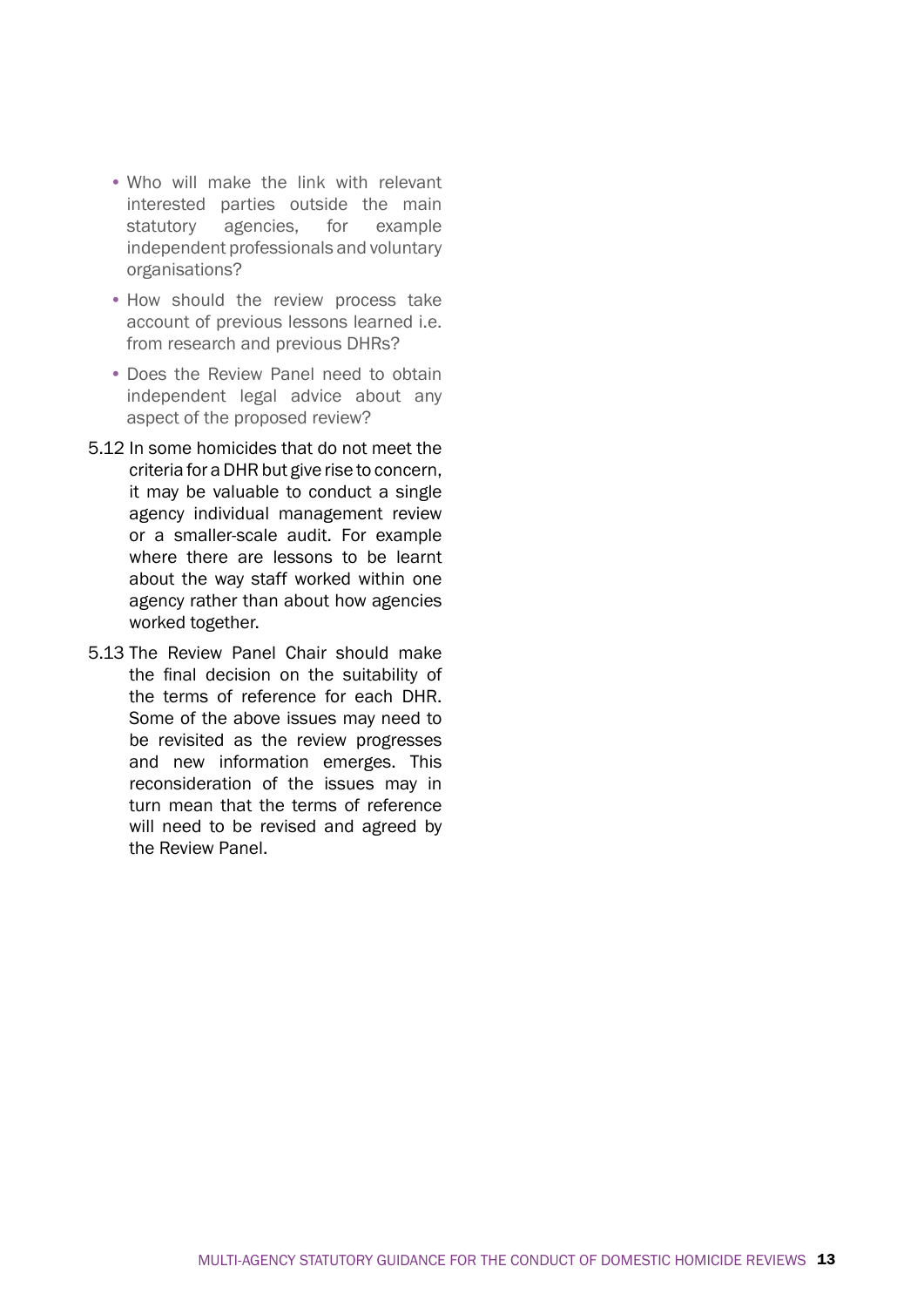- Who will make the link with relevant interested parties outside the main statutory agencies, for example independent professionals and voluntary organisations?
- How should the review process take account of previous lessons learned i.e. from research and previous DHRs?
- Does the Review Panel need to obtain independent legal advice about any aspect of the proposed review?

5.12 In some homicides that do not meet the criteria for a DHR but give rise to concern, it may be valuable to conduct a single agency individual management review or a smaller-scale audit. For example where there are lessons to be learnt about the way staff worked within one agency rather than about how agencies worked together.

5.13 The Review Panel Chair should make the final decision on the suitability of the terms of reference for each DHR. Some of the above issues may need to be revisited as the review progresses and new information emerges. This reconsideration of the issues may in turn mean that the terms of reference will need to be revised and agreed by the Review Panel.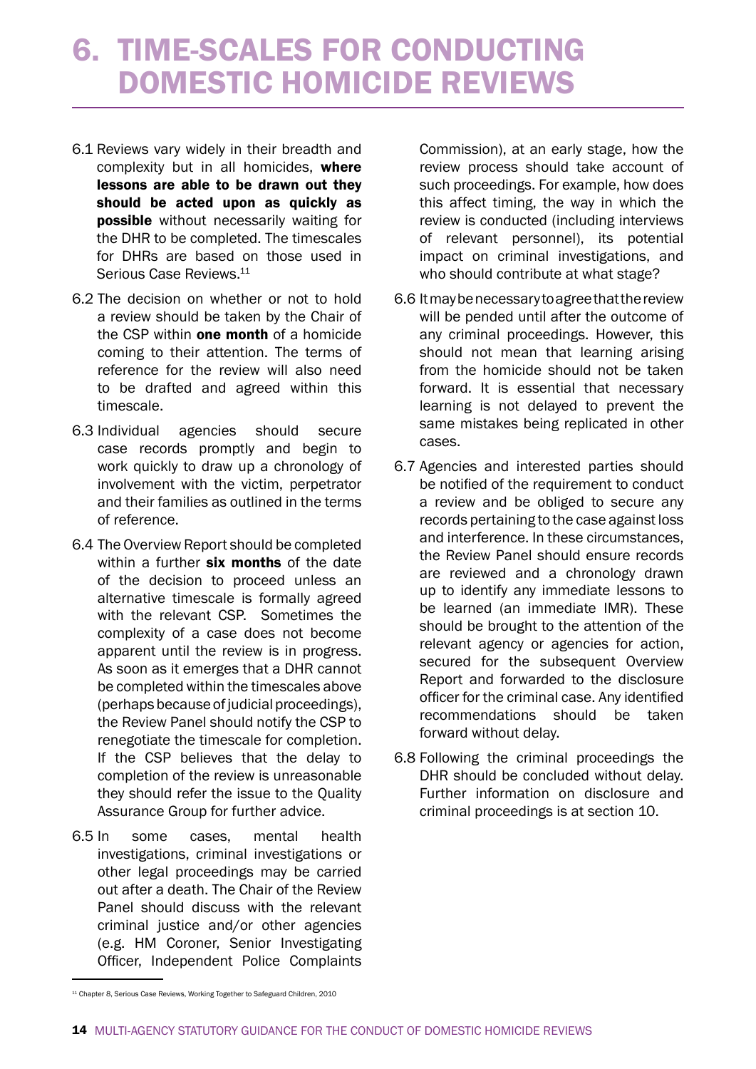# 6. TIME-SCALES FOR CONDUCTING DOMESTIC HOMICIDE REVIEWS

6.1 Reviews vary widely in their breadth and complexity but in all homicides, **where lessons are able to be drawn out they should be acted upon as quickly as possible** without necessarily waiting for the DHR to be completed. The timescales for DHRs are based on those used in Serious Case Reviews.[11]

6.2 The decision on whether or not to hold a review should be taken by the Chair of the CSP within **one month** of a homicide coming to their attention. The terms of reference for the review will also need to be drafted and agreed within this timescale.

6.3 Individual agencies should secure case records promptly and begin to work quickly to draw up a chronology of involvement with the victim, perpetrator and their families as outlined in the terms of reference.

6.4 The Overview Report should be completed within a further **six months** of the date of the decision to proceed unless an alternative timescale is formally agreed with the relevant CSP. Sometimes the complexity of a case does not become apparent until the review is in progress. As soon as it emerges that a DHR cannot be completed within the timescales above (perhaps because of judicial proceedings), the Review Panel should notify the CSP to renegotiate the timescale for completion. If the CSP believes that the delay to completion of the review is unreasonable they should refer the issue to the Quality Assurance Group for further advice.

6.5 In some cases, mental health investigations, criminal investigations or other legal proceedings may be carried out after a death. The Chair of the Review Panel should discuss with the relevant criminal justice and/or other agencies (e.g. HM Coroner, Senior Investigating Officer, Independent Police Complaints Commission), at an early stage, how the review process should take account of such proceedings. For example, how does this affect timing, the way in which the review is conducted (including interviews of relevant personnel), its potential impact on criminal investigations, and who should contribute at what stage?

6.6 It may be necessary to agree that the review will be pended until after the outcome of any criminal proceedings. However, this should not mean that learning arising from the homicide should not be taken forward. It is essential that necessary learning is not delayed to prevent the same mistakes being replicated in other cases.

6.7 Agencies and interested parties should be notified of the requirement to conduct a review and be obliged to secure any records pertaining to the case against loss and interference. In these circumstances, the Review Panel should ensure records are reviewed and a chronology drawn up to identify any immediate lessons to be learned (an immediate IMR). These should be brought to the attention of the relevant agency or agencies for action, secured for the subsequent Overview Report and forwarded to the disclosure officer for the criminal case. Any identified recommendations should be taken forward without delay.

6.8 Following the criminal proceedings the DHR should be concluded without delay. Further information on disclosure and criminal proceedings is at section 10.

[11] Chapter 8, Serious Case Reviews, Working Together to Safeguard Children, 2010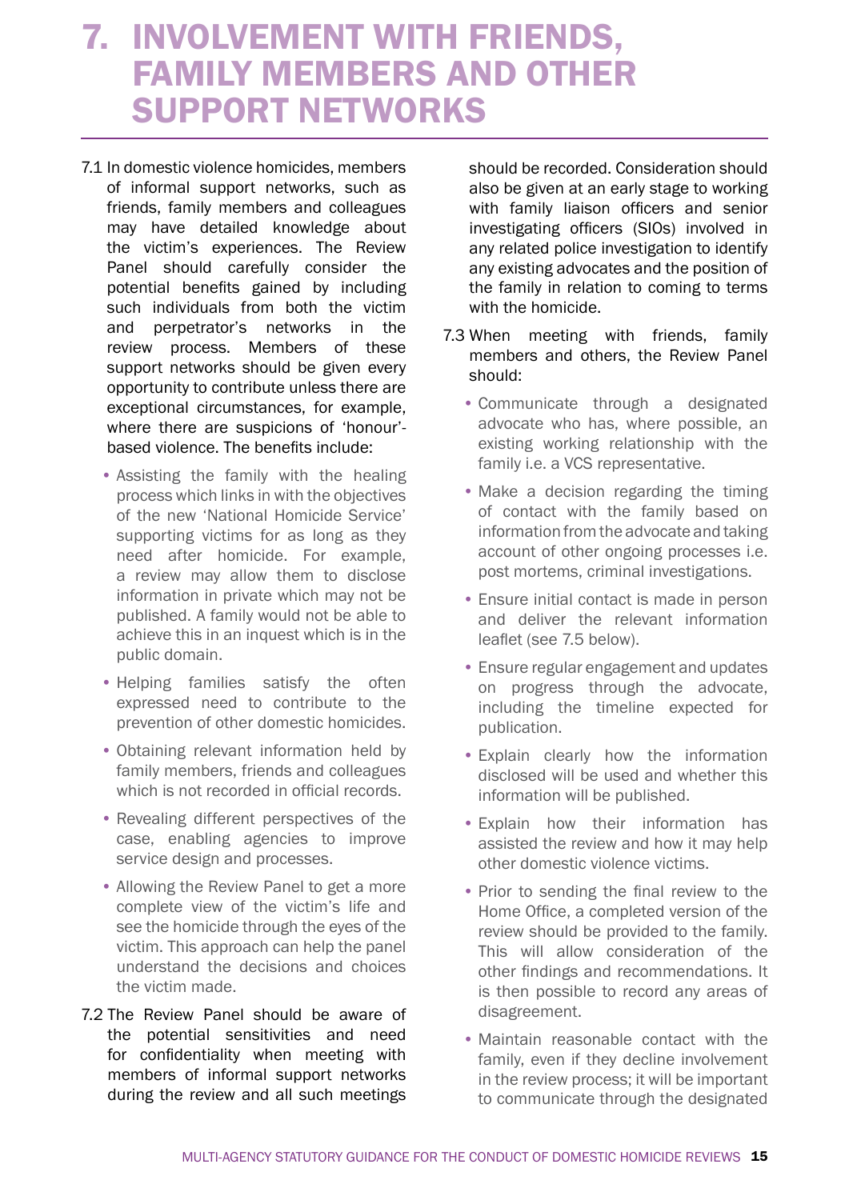# 7. INVOLVEMENT WITH FRIENDS, FAMILY MEMBERS AND OTHER SUPPORT NETWORKS

7.1 In domestic violence homicides, members of informal support networks, such as friends, family members and colleagues may have detailed knowledge about the victim's experiences. The Review Panel should carefully consider the potential benefits gained by including such individuals from both the victim and perpetrator's networks in the review process. Members of these support networks should be given every opportunity to contribute unless there are exceptional circumstances, for example, where there are suspicions of 'honour'-based violence. The benefits include:

- Assisting the family with the healing process which links in with the objectives of the new 'National Homicide Service' supporting victims for as long as they need after homicide. For example, a review may allow them to disclose information in private which may not be published. A family would not be able to achieve this in an inquest which is in the public domain.
- Helping families satisfy the often expressed need to contribute to the prevention of other domestic homicides.
- Obtaining relevant information held by family members, friends and colleagues which is not recorded in official records.
- Revealing different perspectives of the case, enabling agencies to improve service design and processes.
- Allowing the Review Panel to get a more complete view of the victim's life and see the homicide through the eyes of the victim. This approach can help the panel understand the decisions and choices the victim made.

7.2 The Review Panel should be aware of the potential sensitivities and need for confidentiality when meeting with members of informal support networks during the review and all such meetings should be recorded. Consideration should also be given at an early stage to working with family liaison officers and senior investigating officers (SIOs) involved in any related police investigation to identify any existing advocates and the position of the family in relation to coming to terms with the homicide.

7.3 When meeting with friends, family members and others, the Review Panel should:

- Communicate through a designated advocate who has, where possible, an existing working relationship with the family i.e. a VCS representative.
- Make a decision regarding the timing of contact with the family based on information from the advocate and taking account of other ongoing processes i.e. post mortems, criminal investigations.
- Ensure initial contact is made in person and deliver the relevant information leaflet (see 7.5 below).
- Ensure regular engagement and updates on progress through the advocate, including the timeline expected for publication.
- Explain clearly how the information disclosed will be used and whether this information will be published.
- Explain how their information has assisted the review and how it may help other domestic violence victims.
- Prior to sending the final review to the Home Office, a completed version of the review should be provided to the family. This will allow consideration of the other findings and recommendations. It is then possible to record any areas of disagreement.
- Maintain reasonable contact with the family, even if they decline involvement in the review process; it will be important to communicate through the designated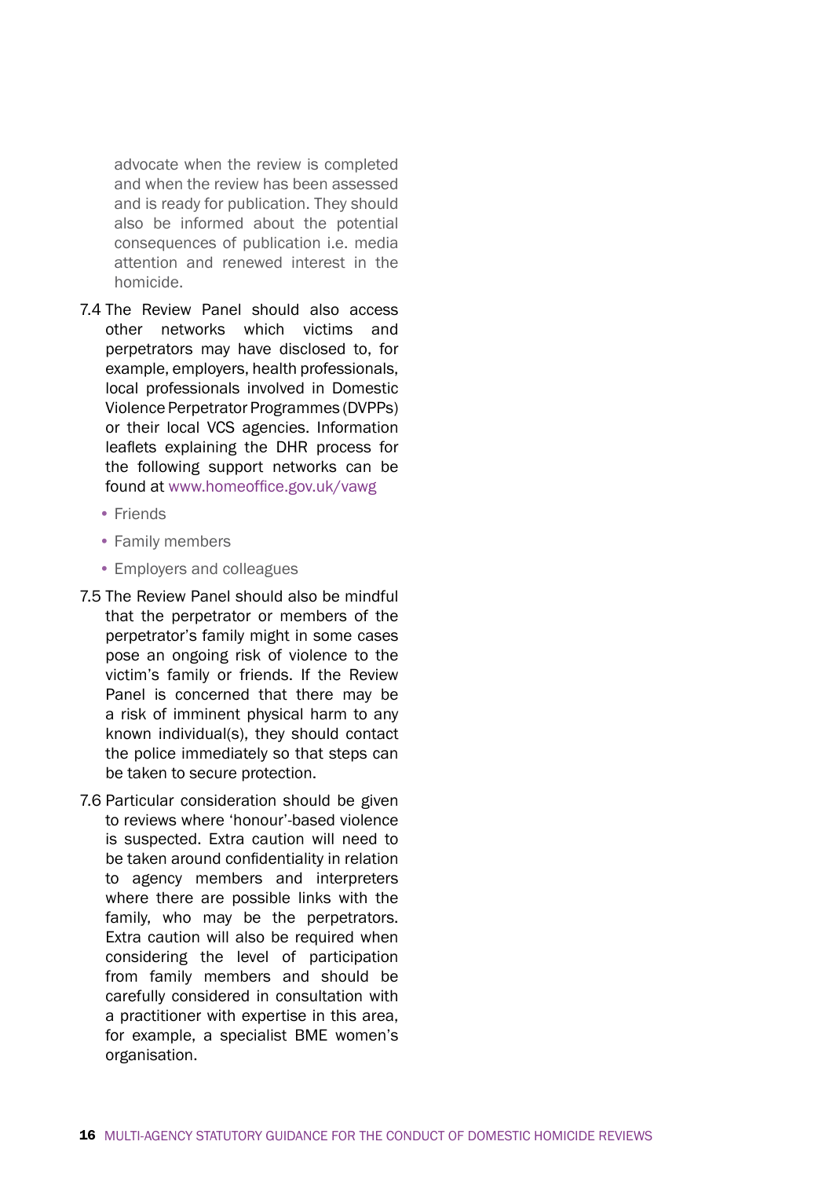advocate when the review is completed and when the review has been assessed and is ready for publication. They should also be informed about the potential consequences of publication i.e. media attention and renewed interest in the homicide.

7.4 The Review Panel should also access other networks which victims and perpetrators may have disclosed to, for example, employers, health professionals, local professionals involved in Domestic Violence Perpetrator Programmes (DVPPs) or their local VCS agencies. Information leaflets explaining the DHR process for the following support networks can be found at www.homeoffice.gov.uk/vawg

- Friends
- Family members
- Employers and colleagues

7.5 The Review Panel should also be mindful that the perpetrator or members of the perpetrator's family might in some cases pose an ongoing risk of violence to the victim's family or friends. If the Review Panel is concerned that there may be a risk of imminent physical harm to any known individual(s), they should contact the police immediately so that steps can be taken to secure protection.

7.6 Particular consideration should be given to reviews where 'honour'-based violence is suspected. Extra caution will need to be taken around confidentiality in relation to agency members and interpreters where there are possible links with the family, who may be the perpetrators. Extra caution will also be required when considering the level of participation from family members and should be carefully considered in consultation with a practitioner with expertise in this area, for example, a specialist BME women's organisation.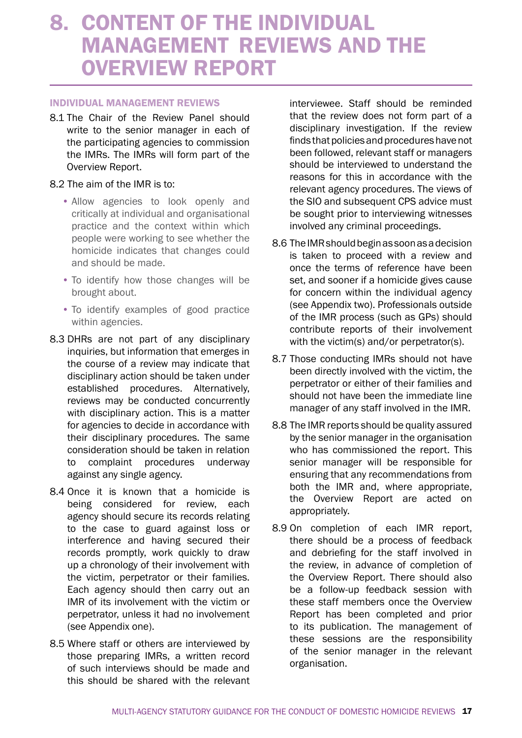# 8. CONTENT OF THE INDIVIDUAL MANAGEMENT REVIEWS AND THE OVERVIEW REPORT

## INDIVIDUAL MANAGEMENT REVIEWS

8.1 The Chair of the Review Panel should write to the senior manager in each of the participating agencies to commission the IMRs. The IMRs will form part of the Overview Report.

8.2 The aim of the IMR is to:

- Allow agencies to look openly and critically at individual and organisational practice and the context within which people were working to see whether the homicide indicates that changes could and should be made.
- To identify how those changes will be brought about.
- To identify examples of good practice within agencies.

8.3 DHRs are not part of any disciplinary inquiries, but information that emerges in the course of a review may indicate that disciplinary action should be taken under established procedures. Alternatively, reviews may be conducted concurrently with disciplinary action. This is a matter for agencies to decide in accordance with their disciplinary procedures. The same consideration should be taken in relation to complaint procedures underway against any single agency.

8.4 Once it is known that a homicide is being considered for review, each agency should secure its records relating to the case to guard against loss or interference and having secured their records promptly, work quickly to draw up a chronology of their involvement with the victim, perpetrator or their families. Each agency should then carry out an IMR of its involvement with the victim or perpetrator, unless it had no involvement (see Appendix one).

8.5 Where staff or others are interviewed by those preparing IMRs, a written record of such interviews should be made and this should be shared with the relevant interviewee. Staff should be reminded that the review does not form part of a disciplinary investigation. If the review finds that policies and procedures have not been followed, relevant staff or managers should be interviewed to understand the reasons for this in accordance with the relevant agency procedures. The views of the SIO and subsequent CPS advice must be sought prior to interviewing witnesses involved any criminal proceedings.

8.6 The IMR should begin as soon as a decision is taken to proceed with a review and once the terms of reference have been set, and sooner if a homicide gives cause for concern within the individual agency (see Appendix two). Professionals outside of the IMR process (such as GPs) should contribute reports of their involvement with the victim(s) and/or perpetrator(s).

8.7 Those conducting IMRs should not have been directly involved with the victim, the perpetrator or either of their families and should not have been the immediate line manager of any staff involved in the IMR.

8.8 The IMR reports should be quality assured by the senior manager in the organisation who has commissioned the report. This senior manager will be responsible for ensuring that any recommendations from both the IMR and, where appropriate, the Overview Report are acted on appropriately.

8.9 On completion of each IMR report, there should be a process of feedback and debriefing for the staff involved in the review, in advance of completion of the Overview Report. There should also be a follow-up feedback session with these staff members once the Overview Report has been completed and prior to its publication. The management of these sessions are the responsibility of the senior manager in the relevant organisation.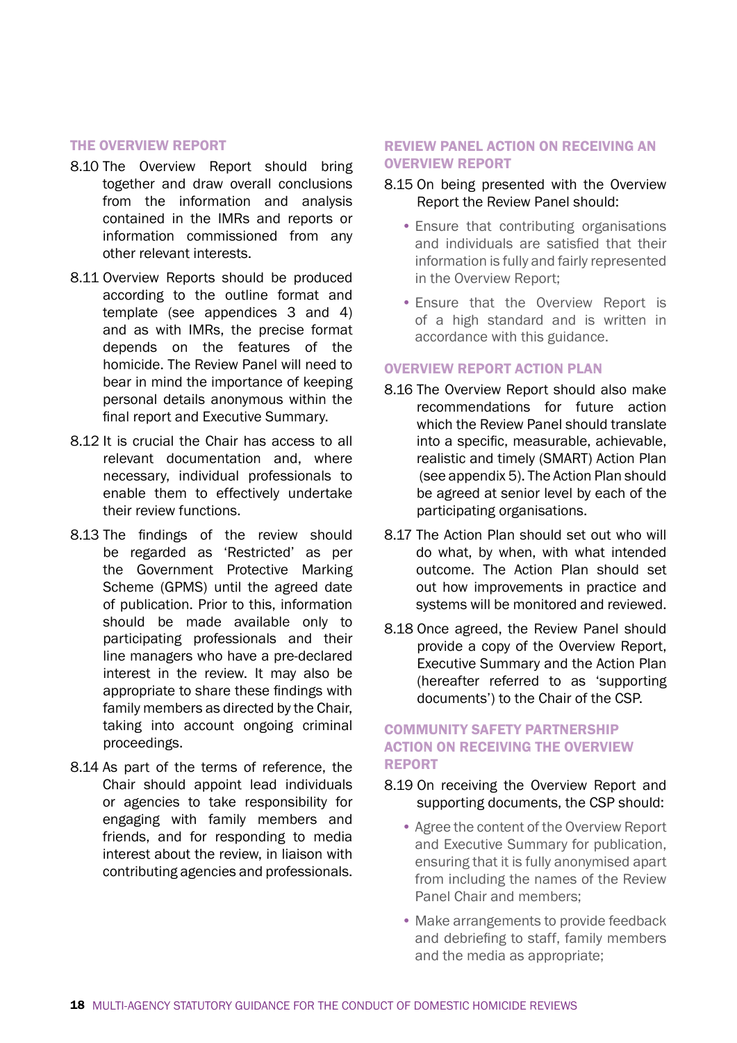## THE OVERVIEW REPORT

8.10 The Overview Report should bring together and draw overall conclusions from the information and analysis contained in the IMRs and reports or information commissioned from any other relevant interests.

8.11 Overview Reports should be produced according to the outline format and template (see appendices 3 and 4) and as with IMRs, the precise format depends on the features of the homicide. The Review Panel will need to bear in mind the importance of keeping personal details anonymous within the final report and Executive Summary.

8.12 It is crucial the Chair has access to all relevant documentation and, where necessary, individual professionals to enable them to effectively undertake their review functions.

8.13 The findings of the review should be regarded as 'Restricted' as per the Government Protective Marking Scheme (GPMS) until the agreed date of publication. Prior to this, information should be made available only to participating professionals and their line managers who have a pre-declared interest in the review. It may also be appropriate to share these findings with family members as directed by the Chair, taking into account ongoing criminal proceedings.

8.14 As part of the terms of reference, the Chair should appoint lead individuals or agencies to take responsibility for engaging with family members and friends, and for responding to media interest about the review, in liaison with contributing agencies and professionals.

## REVIEW PANEL ACTION ON RECEIVING AN OVERVIEW REPORT

8.15 On being presented with the Overview Report the Review Panel should:

- Ensure that contributing organisations and individuals are satisfied that their information is fully and fairly represented in the Overview Report;
- Ensure that the Overview Report is of a high standard and is written in accordance with this guidance.

## OVERVIEW REPORT ACTION PLAN

8.16 The Overview Report should also make recommendations for future action which the Review Panel should translate into a specific, measurable, achievable, realistic and timely (SMART) Action Plan (see appendix 5). The Action Plan should be agreed at senior level by each of the participating organisations.

8.17 The Action Plan should set out who will do what, by when, with what intended outcome. The Action Plan should set out how improvements in practice and systems will be monitored and reviewed.

8.18 Once agreed, the Review Panel should provide a copy of the Overview Report, Executive Summary and the Action Plan (hereafter referred to as 'supporting documents') to the Chair of the CSP.

## COMMUNITY SAFETY PARTNERSHIP ACTION ON RECEIVING THE OVERVIEW REPORT

8.19 On receiving the Overview Report and supporting documents, the CSP should:

- Agree the content of the Overview Report and Executive Summary for publication, ensuring that it is fully anonymised apart from including the names of the Review Panel Chair and members;
- Make arrangements to provide feedback and debriefing to staff, family members and the media as appropriate;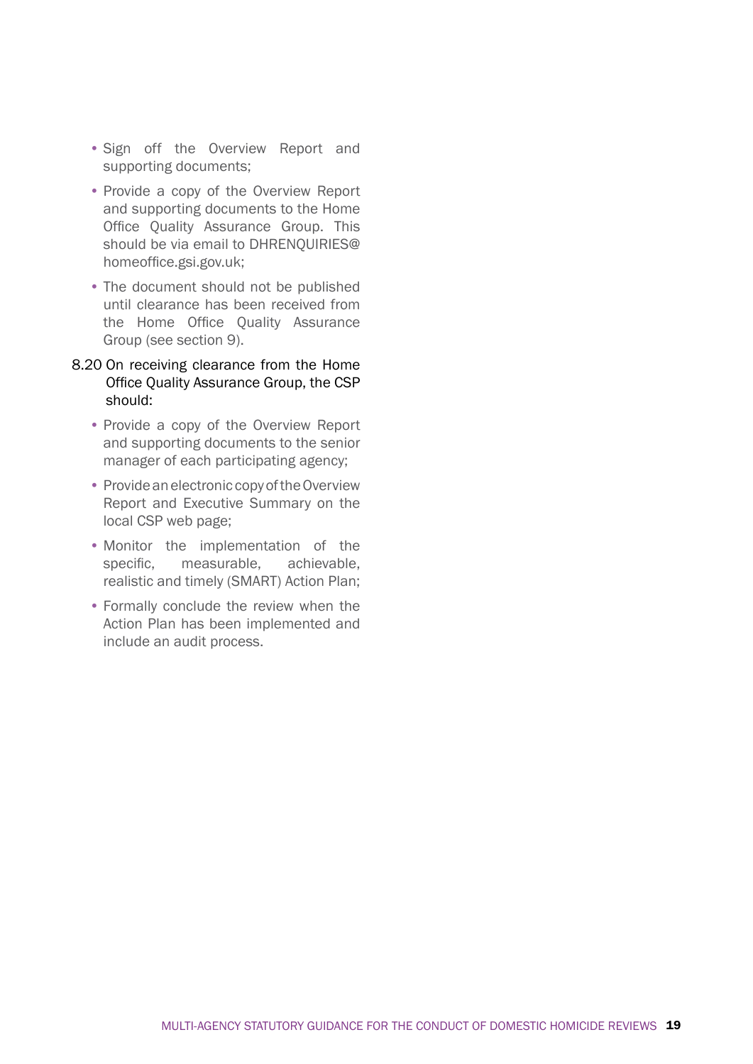- Sign off the Overview Report and supporting documents;
- Provide a copy of the Overview Report and supporting documents to the Home Office Quality Assurance Group. This should be via email to DHRENQUIRIES@homeoffice.gsi.gov.uk;
- The document should not be published until clearance has been received from the Home Office Quality Assurance Group (see section 9).

8.20 On receiving clearance from the Home Office Quality Assurance Group, the CSP should:

- Provide a copy of the Overview Report and supporting documents to the senior manager of each participating agency;
- Provide an electronic copy of the Overview Report and Executive Summary on the local CSP web page;
- Monitor the implementation of the specific, measurable, achievable, realistic and timely (SMART) Action Plan;
- Formally conclude the review when the Action Plan has been implemented and include an audit process.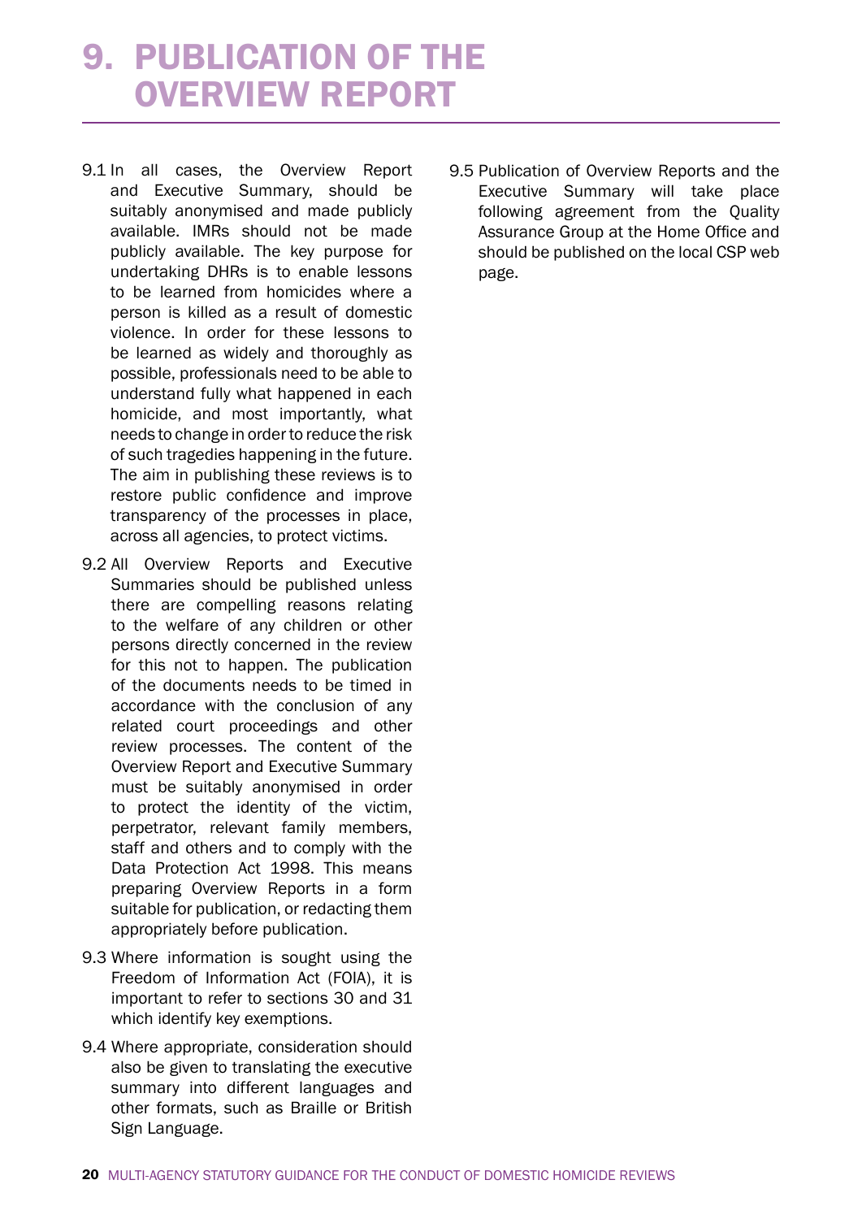# 9. PUBLICATION OF THE OVERVIEW REPORT

9.1 In all cases, the Overview Report and Executive Summary, should be suitably anonymised and made publicly available. IMRs should not be made publicly available. The key purpose for undertaking DHRs is to enable lessons to be learned from homicides where a person is killed as a result of domestic violence. In order for these lessons to be learned as widely and thoroughly as possible, professionals need to be able to understand fully what happened in each homicide, and most importantly, what needs to change in order to reduce the risk of such tragedies happening in the future. The aim in publishing these reviews is to restore public confidence and improve transparency of the processes in place, across all agencies, to protect victims.

9.2 All Overview Reports and Executive Summaries should be published unless there are compelling reasons relating to the welfare of any children or other persons directly concerned in the review for this not to happen. The publication of the documents needs to be timed in accordance with the conclusion of any related court proceedings and other review processes. The content of the Overview Report and Executive Summary must be suitably anonymised in order to protect the identity of the victim, perpetrator, relevant family members, staff and others and to comply with the Data Protection Act 1998. This means preparing Overview Reports in a form suitable for publication, or redacting them appropriately before publication.

9.3 Where information is sought using the Freedom of Information Act (FOIA), it is important to refer to sections 30 and 31 which identify key exemptions.

9.4 Where appropriate, consideration should also be given to translating the executive summary into different languages and other formats, such as Braille or British Sign Language.

9.5 Publication of Overview Reports and the Executive Summary will take place following agreement from the Quality Assurance Group at the Home Office and should be published on the local CSP web page.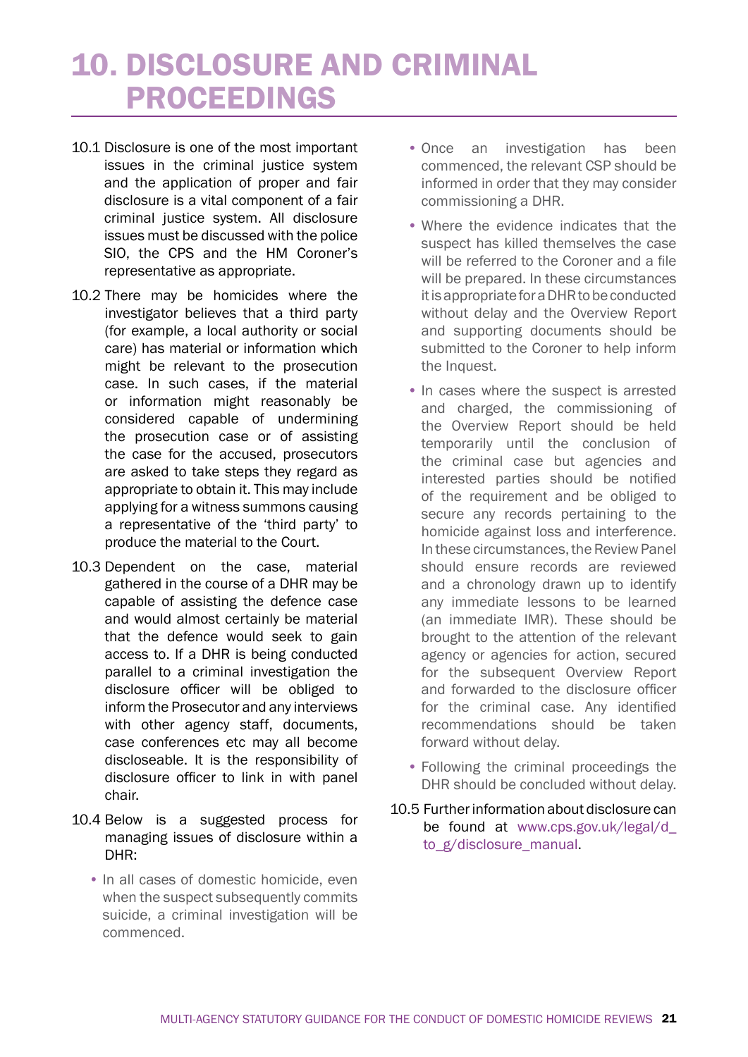# 10. DISCLOSURE AND CRIMINAL PROCEEDINGS

10.1 Disclosure is one of the most important issues in the criminal justice system and the application of proper and fair disclosure is a vital component of a fair criminal justice system. All disclosure issues must be discussed with the police SIO, the CPS and the HM Coroner's representative as appropriate.

10.2 There may be homicides where the investigator believes that a third party (for example, a local authority or social care) has material or information which might be relevant to the prosecution case. In such cases, if the material or information might reasonably be considered capable of undermining the prosecution case or of assisting the case for the accused, prosecutors are asked to take steps they regard as appropriate to obtain it. This may include applying for a witness summons causing a representative of the 'third party' to produce the material to the Court.

10.3 Dependent on the case, material gathered in the course of a DHR may be capable of assisting the defence case and would almost certainly be material that the defence would seek to gain access to. If a DHR is being conducted parallel to a criminal investigation the disclosure officer will be obliged to inform the Prosecutor and any interviews with other agency staff, documents, case conferences etc may all become discloseable. It is the responsibility of disclosure officer to link in with panel chair.

10.4 Below is a suggested process for managing issues of disclosure within a DHR:

- In all cases of domestic homicide, even when the suspect subsequently commits suicide, a criminal investigation will be commenced.
- Once an investigation has been commenced, the relevant CSP should be informed in order that they may consider commissioning a DHR.
- Where the evidence indicates that the suspect has killed themselves the case will be referred to the Coroner and a file will be prepared. In these circumstances it is appropriate for a DHR to be conducted without delay and the Overview Report and supporting documents should be submitted to the Coroner to help inform the Inquest.
- In cases where the suspect is arrested and charged, the commissioning of the Overview Report should be held temporarily until the conclusion of the criminal case but agencies and interested parties should be notified of the requirement and be obliged to secure any records pertaining to the homicide against loss and interference. In these circumstances, the Review Panel should ensure records are reviewed and a chronology drawn up to identify any immediate lessons to be learned (an immediate IMR). These should be brought to the attention of the relevant agency or agencies for action, secured for the subsequent Overview Report and forwarded to the disclosure officer for the criminal case. Any identified recommendations should be taken forward without delay.
- Following the criminal proceedings the DHR should be concluded without delay.

10.5 Further information about disclosure can be found at www.cps.gov.uk/legal/d_to_g/disclosure_manual.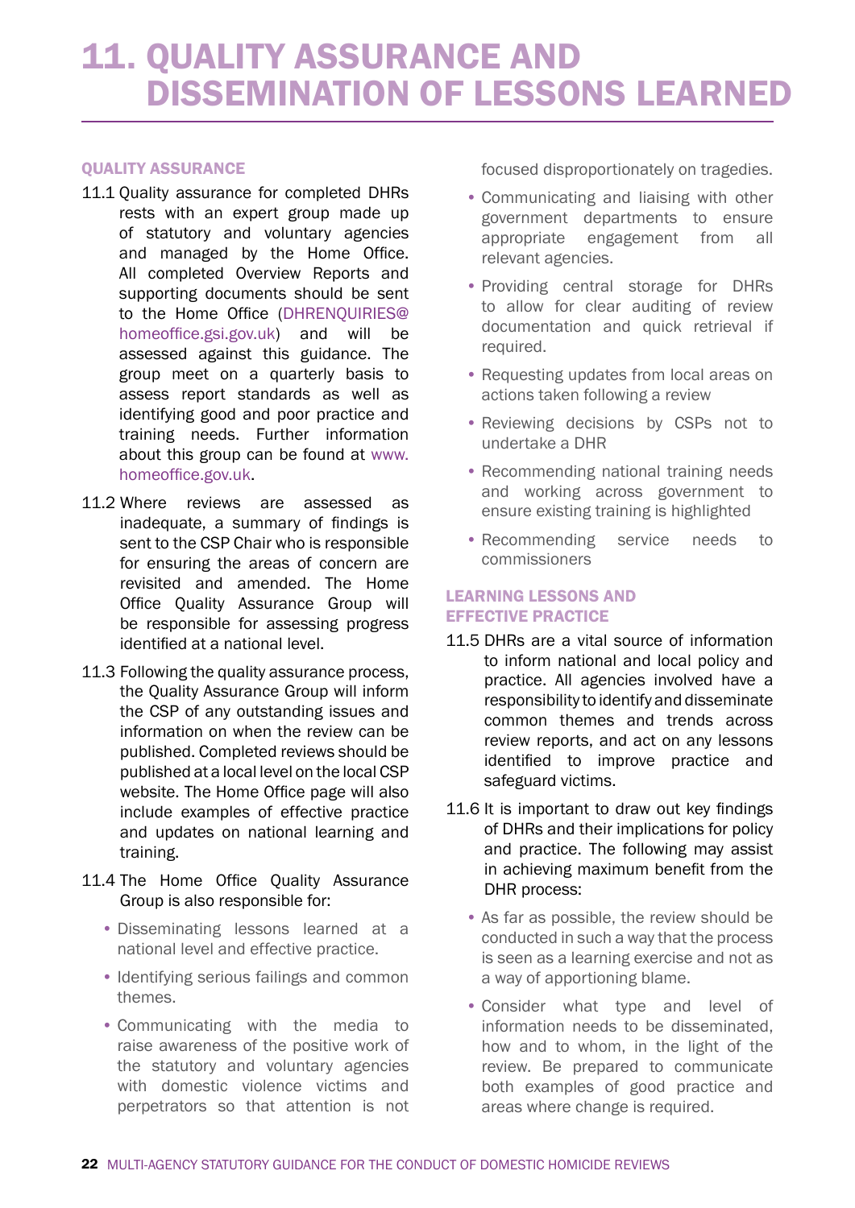# 11. QUALITY ASSURANCE AND DISSEMINATION OF LESSONS LEARNED

## QUALITY ASSURANCE

11.1 Quality assurance for completed DHRs rests with an expert group made up of statutory and voluntary agencies and managed by the Home Office. All completed Overview Reports and supporting documents should be sent to the Home Office (DHRENQUIRIES@homeoffice.gsi.gov.uk) and will be assessed against this guidance. The group meet on a quarterly basis to assess report standards as well as identifying good and poor practice and training needs. Further information about this group can be found at www.homeoffice.gov.uk.

11.2 Where reviews are assessed as inadequate, a summary of findings is sent to the CSP Chair who is responsible for ensuring the areas of concern are revisited and amended. The Home Office Quality Assurance Group will be responsible for assessing progress identified at a national level.

11.3 Following the quality assurance process, the Quality Assurance Group will inform the CSP of any outstanding issues and information on when the review can be published. Completed reviews should be published at a local level on the local CSP website. The Home Office page will also include examples of effective practice and updates on national learning and training.

11.4 The Home Office Quality Assurance Group is also responsible for:

- Disseminating lessons learned at a national level and effective practice.
- Identifying serious failings and common themes.
- Communicating with the media to raise awareness of the positive work of the statutory and voluntary agencies with domestic violence victims and perpetrators so that attention is not focused disproportionately on tragedies.
- Communicating and liaising with other government departments to ensure appropriate engagement from all relevant agencies.
- Providing central storage for DHRs to allow for clear auditing of review documentation and quick retrieval if required.
- Requesting updates from local areas on actions taken following a review
- Reviewing decisions by CSPs not to undertake a DHR
- Recommending national training needs and working across government to ensure existing training is highlighted
- Recommending service needs to commissioners

## LEARNING LESSONS AND EFFECTIVE PRACTICE

11.5 DHRs are a vital source of information to inform national and local policy and practice. All agencies involved have a responsibility to identify and disseminate common themes and trends across review reports, and act on any lessons identified to improve practice and safeguard victims.

11.6 It is important to draw out key findings of DHRs and their implications for policy and practice. The following may assist in achieving maximum benefit from the DHR process:

- As far as possible, the review should be conducted in such a way that the process is seen as a learning exercise and not as a way of apportioning blame.
- Consider what type and level of information needs to be disseminated, how and to whom, in the light of the review. Be prepared to communicate both examples of good practice and areas where change is required.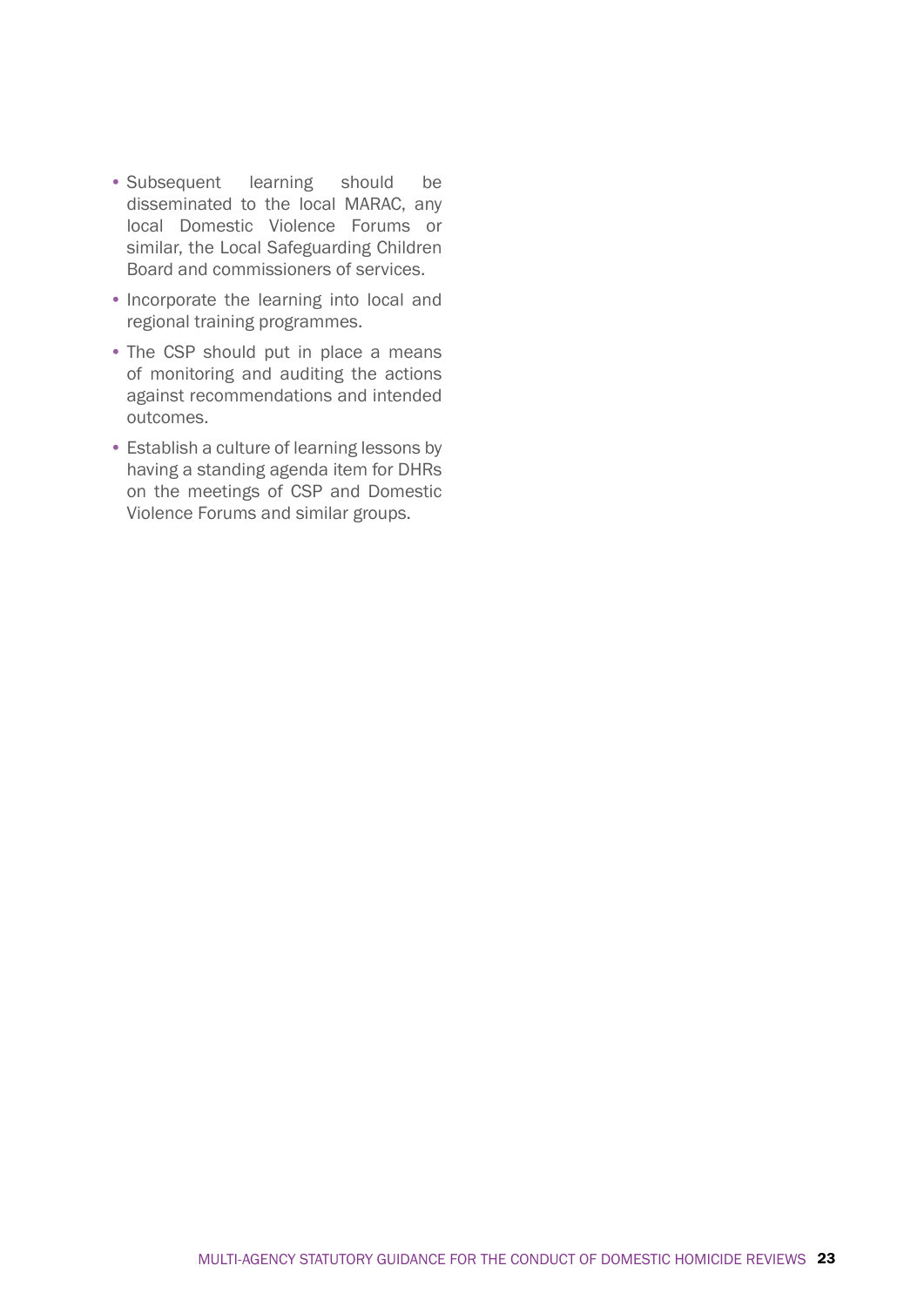- Subsequent learning should be disseminated to the local MARAC, any local Domestic Violence Forums or similar, the Local Safeguarding Children Board and commissioners of services.
- Incorporate the learning into local and regional training programmes.
- The CSP should put in place a means of monitoring and auditing the actions against recommendations and intended outcomes.
- Establish a culture of learning lessons by having a standing agenda item for DHRs on the meetings of CSP and Domestic Violence Forums and similar groups.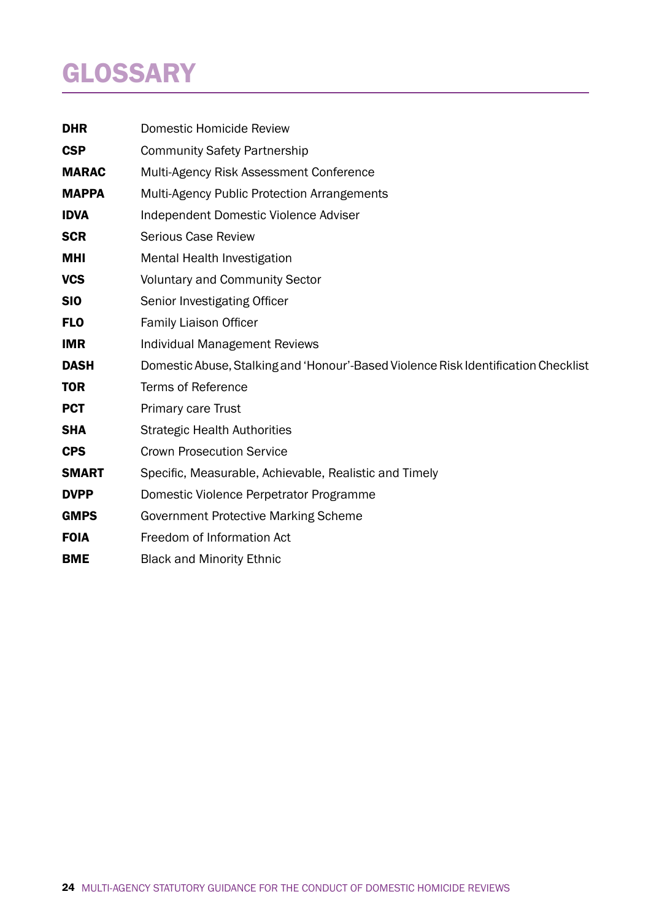# GLOSSARY

| | |
|---|---|
| **DHR** | Domestic Homicide Review |
| **CSP** | Community Safety Partnership |
| **MARAC** | Multi-Agency Risk Assessment Conference |
| **MAPPA** | Multi-Agency Public Protection Arrangements |
| **IDVA** | Independent Domestic Violence Adviser |
| **SCR** | Serious Case Review |
| **MHI** | Mental Health Investigation |
| **VCS** | Voluntary and Community Sector |
| **SIO** | Senior Investigating Officer |
| **FLO** | Family Liaison Officer |
| **IMR** | Individual Management Reviews |
| **DASH** | Domestic Abuse, Stalking and 'Honour'-Based Violence Risk Identification Checklist |
| **TOR** | Terms of Reference |
| **PCT** | Primary care Trust |
| **SHA** | Strategic Health Authorities |
| **CPS** | Crown Prosecution Service |
| **SMART** | Specific, Measurable, Achievable, Realistic and Timely |
| **DVPP** | Domestic Violence Perpetrator Programme |
| **GMPS** | Government Protective Marking Scheme |
| **FOIA** | Freedom of Information Act |
| **BME** | Black and Minority Ethnic |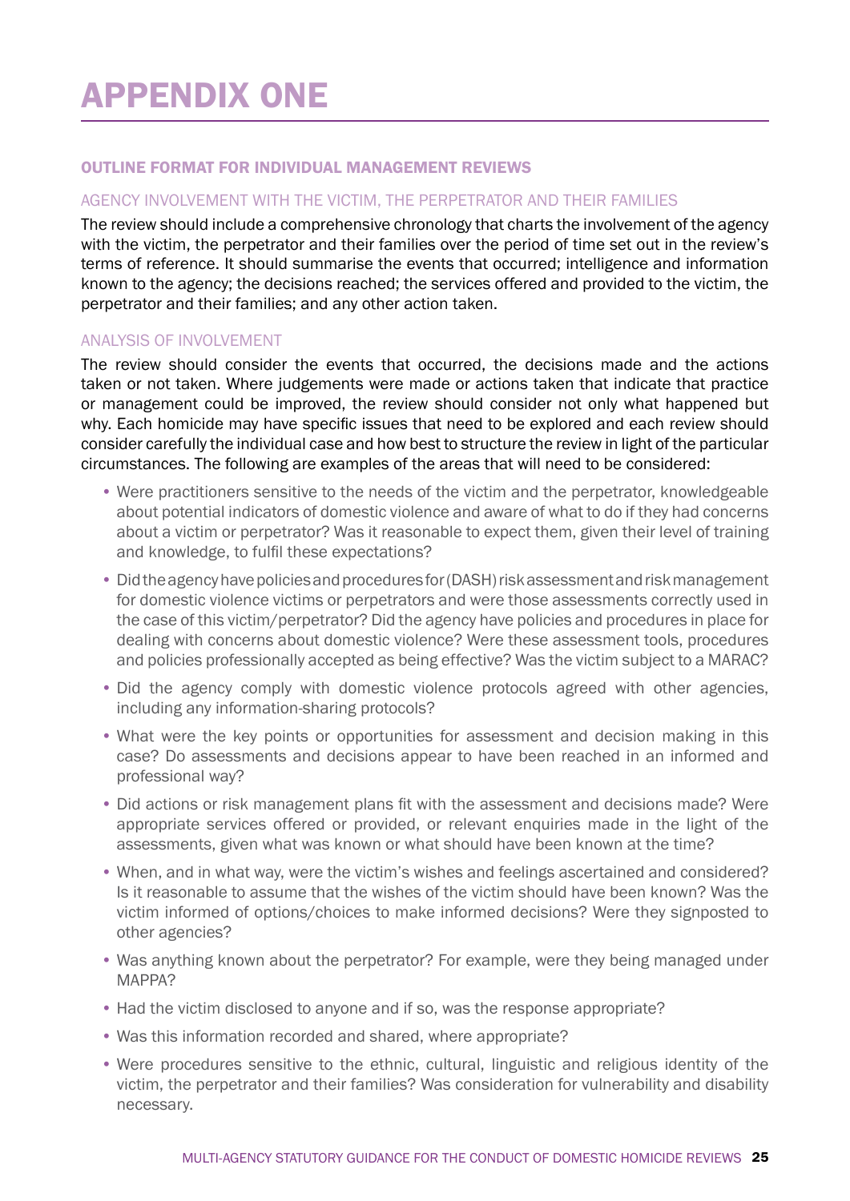# APPENDIX ONE

## OUTLINE FORMAT FOR INDIVIDUAL MANAGEMENT REVIEWS

### AGENCY INVOLVEMENT WITH THE VICTIM, THE PERPETRATOR AND THEIR FAMILIES

The review should include a comprehensive chronology that charts the involvement of the agency with the victim, the perpetrator and their families over the period of time set out in the review's terms of reference. It should summarise the events that occurred; intelligence and information known to the agency; the decisions reached; the services offered and provided to the victim, the perpetrator and their families; and any other action taken.

### ANALYSIS OF INVOLVEMENT

The review should consider the events that occurred, the decisions made and the actions taken or not taken. Where judgements were made or actions taken that indicate that practice or management could be improved, the review should consider not only what happened but why. Each homicide may have specific issues that need to be explored and each review should consider carefully the individual case and how best to structure the review in light of the particular circumstances. The following are examples of the areas that will need to be considered:

- Were practitioners sensitive to the needs of the victim and the perpetrator, knowledgeable about potential indicators of domestic violence and aware of what to do if they had concerns about a victim or perpetrator? Was it reasonable to expect them, given their level of training and knowledge, to fulfil these expectations?
- Did the agency have policies and procedures for (DASH) risk assessment and risk management for domestic violence victims or perpetrators and were those assessments correctly used in the case of this victim/perpetrator? Did the agency have policies and procedures in place for dealing with concerns about domestic violence? Were these assessment tools, procedures and policies professionally accepted as being effective? Was the victim subject to a MARAC?
- Did the agency comply with domestic violence protocols agreed with other agencies, including any information-sharing protocols?
- What were the key points or opportunities for assessment and decision making in this case? Do assessments and decisions appear to have been reached in an informed and professional way?
- Did actions or risk management plans fit with the assessment and decisions made? Were appropriate services offered or provided, or relevant enquiries made in the light of the assessments, given what was known or what should have been known at the time?
- When, and in what way, were the victim's wishes and feelings ascertained and considered? Is it reasonable to assume that the wishes of the victim should have been known? Was the victim informed of options/choices to make informed decisions? Were they signposted to other agencies?
- Was anything known about the perpetrator? For example, were they being managed under MAPPA?
- Had the victim disclosed to anyone and if so, was the response appropriate?
- Was this information recorded and shared, where appropriate?
- Were procedures sensitive to the ethnic, cultural, linguistic and religious identity of the victim, the perpetrator and their families? Was consideration for vulnerability and disability necessary.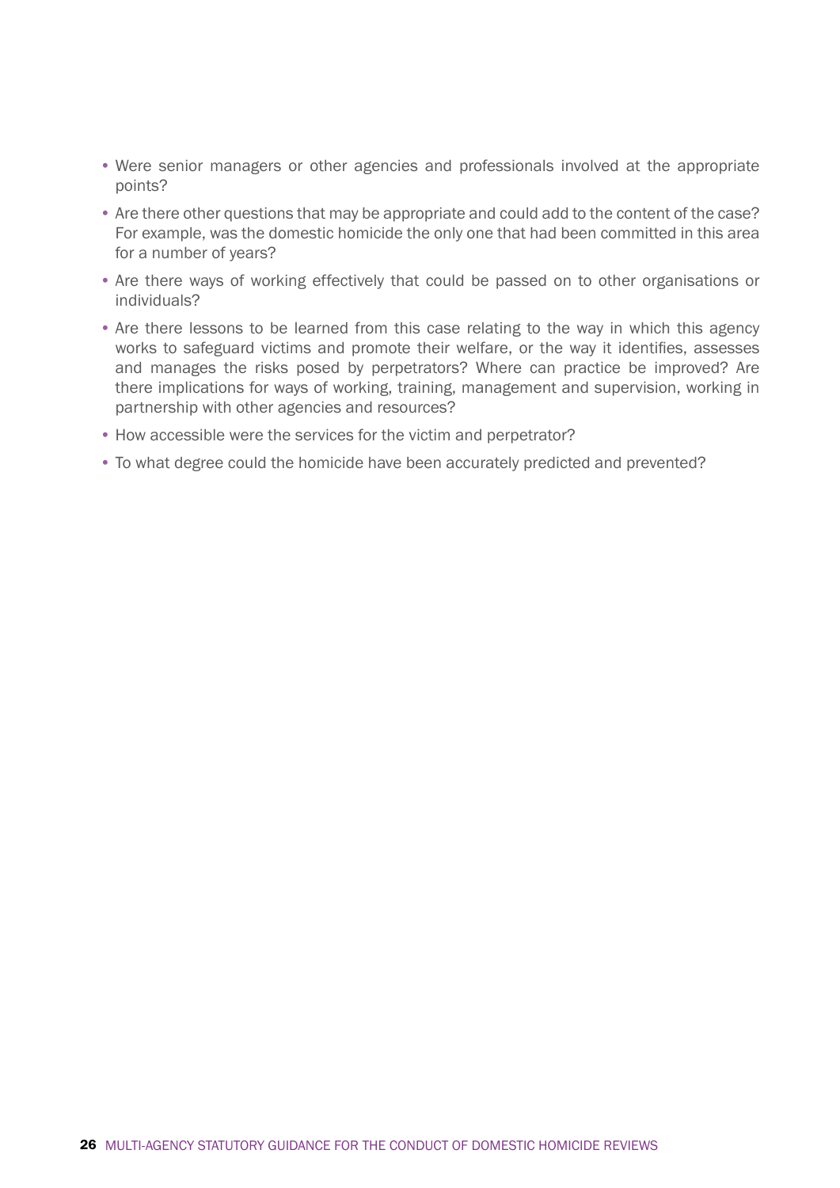- Were senior managers or other agencies and professionals involved at the appropriate points?
- Are there other questions that may be appropriate and could add to the content of the case? For example, was the domestic homicide the only one that had been committed in this area for a number of years?
- Are there ways of working effectively that could be passed on to other organisations or individuals?
- Are there lessons to be learned from this case relating to the way in which this agency works to safeguard victims and promote their welfare, or the way it identifies, assesses and manages the risks posed by perpetrators? Where can practice be improved? Are there implications for ways of working, training, management and supervision, working in partnership with other agencies and resources?
- How accessible were the services for the victim and perpetrator?
- To what degree could the homicide have been accurately predicted and prevented?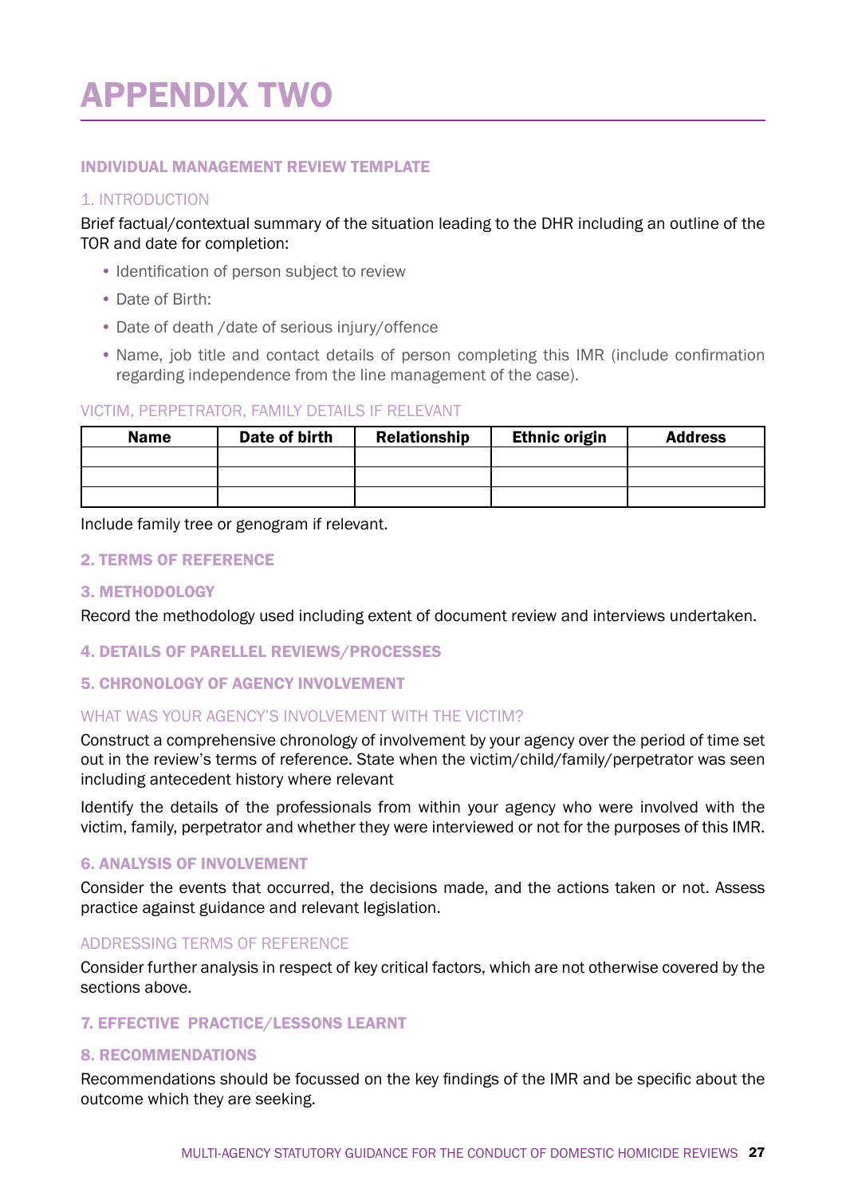# APPENDIX TWO

### INDIVIDUAL MANAGEMENT REVIEW TEMPLATE

#### 1. INTRODUCTION

Brief factual/contextual summary of the situation leading to the DHR including an outline of the TOR and date for completion:

- Identification of person subject to review
- Date of Birth:
- Date of death /date of serious injury/offence
- Name, job title and contact details of person completing this IMR (include confirmation regarding independence from the line management of the case).

#### VICTIM, PERPETRATOR, FAMILY DETAILS IF RELEVANT

| Name | Date of birth | Relationship | Ethnic origin | Address |
|---|---|---|---|---|
| | | | | |
| | | | | |
| | | | | |

Include family tree or genogram if relevant.

### 2. TERMS OF REFERENCE

### 3. METHODOLOGY

Record the methodology used including extent of document review and interviews undertaken.

### 4. DETAILS OF PARELLEL REVIEWS/PROCESSES

### 5. CHRONOLOGY OF AGENCY INVOLVEMENT

#### WHAT WAS YOUR AGENCY'S INVOLVEMENT WITH THE VICTIM?

Construct a comprehensive chronology of involvement by your agency over the period of time set out in the review's terms of reference. State when the victim/child/family/perpetrator was seen including antecedent history where relevant

Identify the details of the professionals from within your agency who were involved with the victim, family, perpetrator and whether they were interviewed or not for the purposes of this IMR.

### 6. ANALYSIS OF INVOLVEMENT

Consider the events that occurred, the decisions made, and the actions taken or not. Assess practice against guidance and relevant legislation.

#### ADDRESSING TERMS OF REFERENCE

Consider further analysis in respect of key critical factors, which are not otherwise covered by the sections above.

### 7. EFFECTIVE PRACTICE/LESSONS LEARNT

### 8. RECOMMENDATIONS

Recommendations should be focussed on the key findings of the IMR and be specific about the outcome which they are seeking.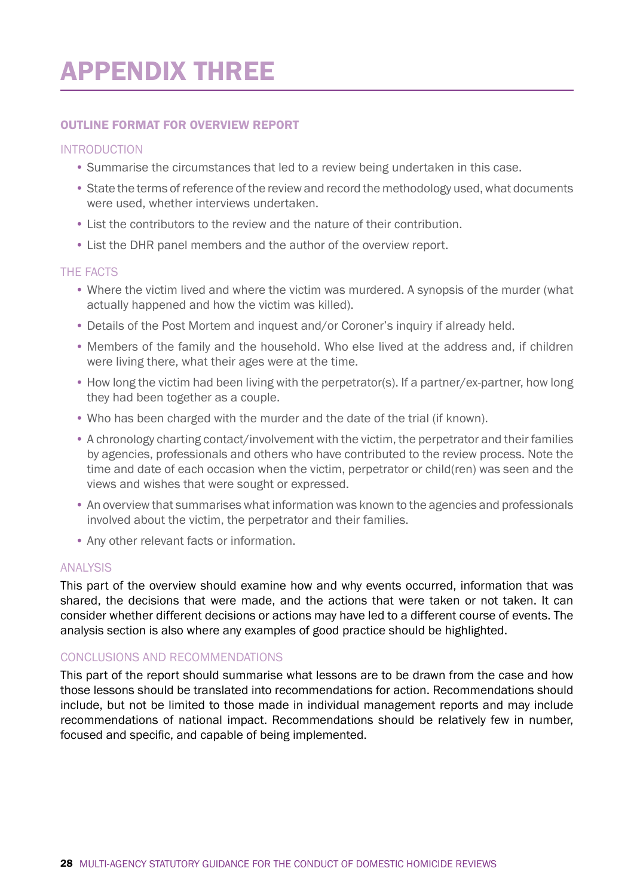# APPENDIX THREE

## OUTLINE FORMAT FOR OVERVIEW REPORT

### INTRODUCTION

- Summarise the circumstances that led to a review being undertaken in this case.
- State the terms of reference of the review and record the methodology used, what documents were used, whether interviews undertaken.
- List the contributors to the review and the nature of their contribution.
- List the DHR panel members and the author of the overview report.

### THE FACTS

- Where the victim lived and where the victim was murdered. A synopsis of the murder (what actually happened and how the victim was killed).
- Details of the Post Mortem and inquest and/or Coroner's inquiry if already held.
- Members of the family and the household. Who else lived at the address and, if children were living there, what their ages were at the time.
- How long the victim had been living with the perpetrator(s). If a partner/ex-partner, how long they had been together as a couple.
- Who has been charged with the murder and the date of the trial (if known).
- A chronology charting contact/involvement with the victim, the perpetrator and their families by agencies, professionals and others who have contributed to the review process. Note the time and date of each occasion when the victim, perpetrator or child(ren) was seen and the views and wishes that were sought or expressed.
- An overview that summarises what information was known to the agencies and professionals involved about the victim, the perpetrator and their families.
- Any other relevant facts or information.

### ANALYSIS

This part of the overview should examine how and why events occurred, information that was shared, the decisions that were made, and the actions that were taken or not taken. It can consider whether different decisions or actions may have led to a different course of events. The analysis section is also where any examples of good practice should be highlighted.

### CONCLUSIONS AND RECOMMENDATIONS

This part of the report should summarise what lessons are to be drawn from the case and how those lessons should be translated into recommendations for action. Recommendations should include, but not be limited to those made in individual management reports and may include recommendations of national impact. Recommendations should be relatively few in number, focused and specific, and capable of being implemented.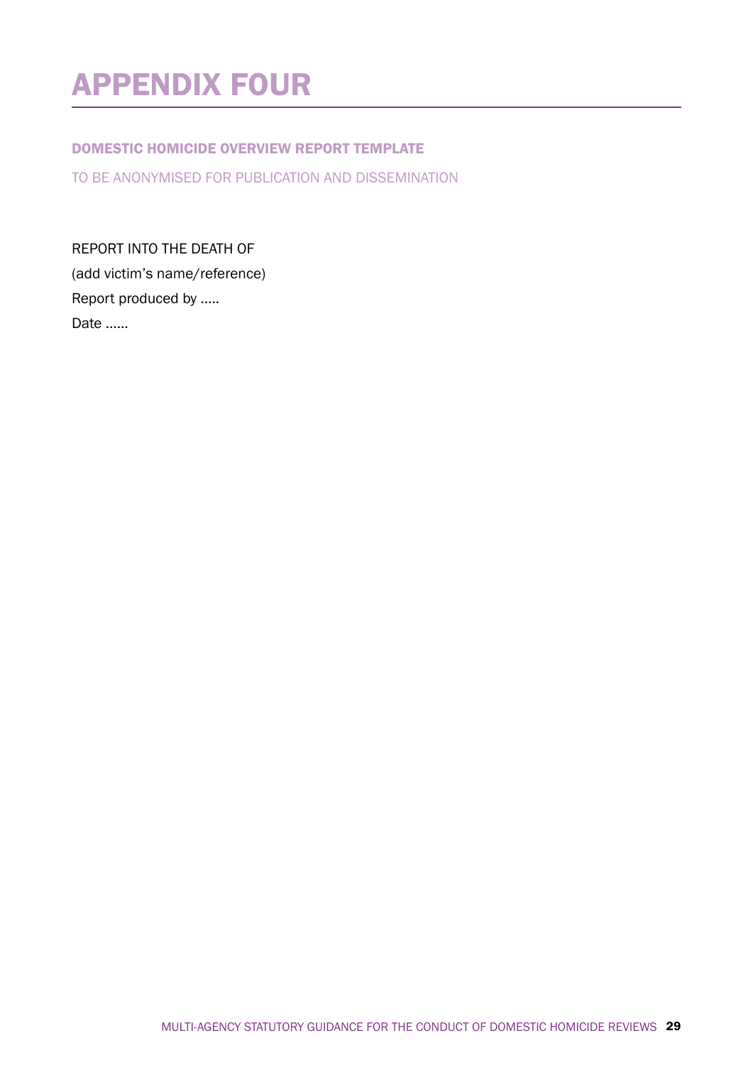# APPENDIX FOUR

## DOMESTIC HOMICIDE OVERVIEW REPORT TEMPLATE

TO BE ANONYMISED FOR PUBLICATION AND DISSEMINATION

REPORT INTO THE DEATH OF

(add victim's name/reference)

Report produced by .....

Date ......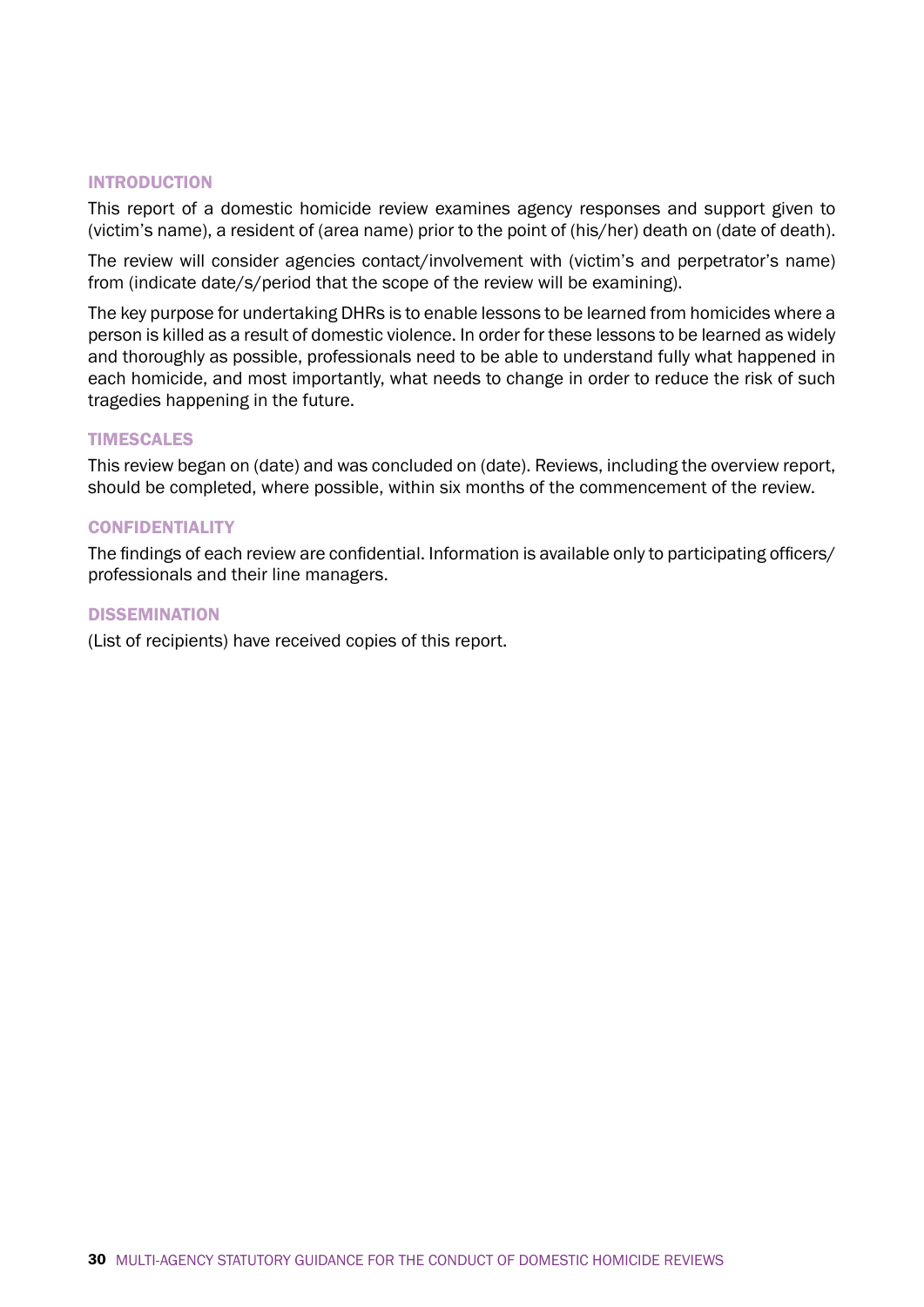## INTRODUCTION

This report of a domestic homicide review examines agency responses and support given to (victim's name), a resident of (area name) prior to the point of (his/her) death on (date of death).

The review will consider agencies contact/involvement with (victim's and perpetrator's name) from (indicate date/s/period that the scope of the review will be examining).

The key purpose for undertaking DHRs is to enable lessons to be learned from homicides where a person is killed as a result of domestic violence. In order for these lessons to be learned as widely and thoroughly as possible, professionals need to be able to understand fully what happened in each homicide, and most importantly, what needs to change in order to reduce the risk of such tragedies happening in the future.

## TIMESCALES

This review began on (date) and was concluded on (date). Reviews, including the overview report, should be completed, where possible, within six months of the commencement of the review.

## CONFIDENTIALITY

The findings of each review are confidential. Information is available only to participating officers/ professionals and their line managers.

## DISSEMINATION

(List of recipients) have received copies of this report.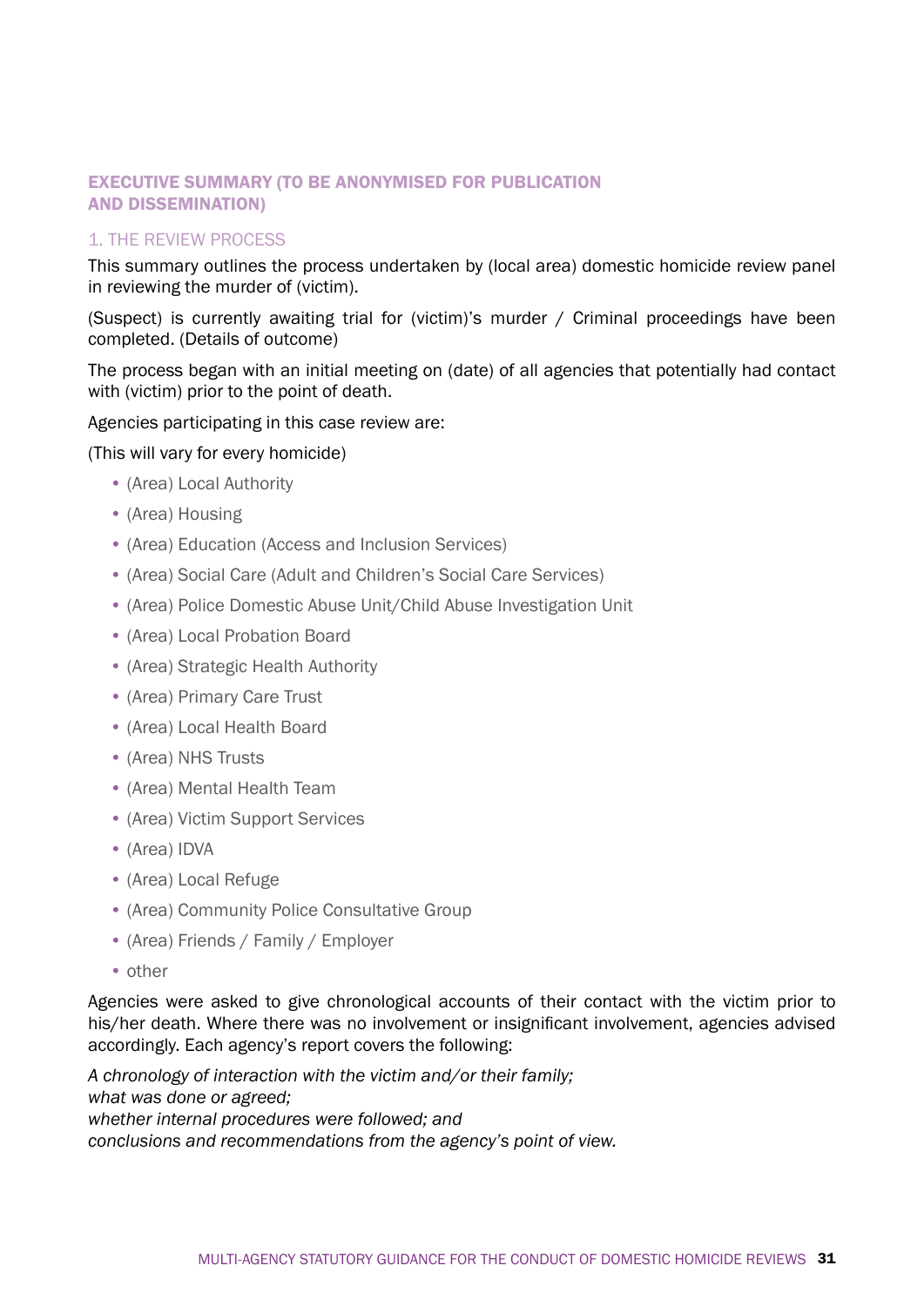## EXECUTIVE SUMMARY (TO BE ANONYMISED FOR PUBLICATION AND DISSEMINATION)

### 1. THE REVIEW PROCESS

This summary outlines the process undertaken by (local area) domestic homicide review panel in reviewing the murder of (victim).

(Suspect) is currently awaiting trial for (victim)'s murder / Criminal proceedings have been completed. (Details of outcome)

The process began with an initial meeting on (date) of all agencies that potentially had contact with (victim) prior to the point of death.

Agencies participating in this case review are:

(This will vary for every homicide)

- (Area) Local Authority
- (Area) Housing
- (Area) Education (Access and Inclusion Services)
- (Area) Social Care (Adult and Children's Social Care Services)
- (Area) Police Domestic Abuse Unit/Child Abuse Investigation Unit
- (Area) Local Probation Board
- (Area) Strategic Health Authority
- (Area) Primary Care Trust
- (Area) Local Health Board
- (Area) NHS Trusts
- (Area) Mental Health Team
- (Area) Victim Support Services
- (Area) IDVA
- (Area) Local Refuge
- (Area) Community Police Consultative Group
- (Area) Friends / Family / Employer
- other

Agencies were asked to give chronological accounts of their contact with the victim prior to his/her death. Where there was no involvement or insignificant involvement, agencies advised accordingly. Each agency's report covers the following:

*A chronology of interaction with the victim and/or their family;*
*what was done or agreed;*
*whether internal procedures were followed; and*
*conclusions and recommendations from the agency's point of view.*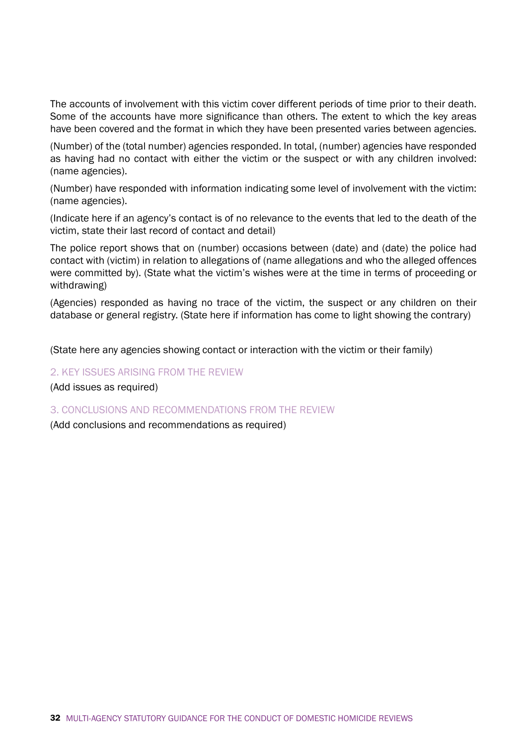The accounts of involvement with this victim cover different periods of time prior to their death. Some of the accounts have more significance than others. The extent to which the key areas have been covered and the format in which they have been presented varies between agencies.

(Number) of the (total number) agencies responded. In total, (number) agencies have responded as having had no contact with either the victim or the suspect or with any children involved: (name agencies).

(Number) have responded with information indicating some level of involvement with the victim: (name agencies).

(Indicate here if an agency's contact is of no relevance to the events that led to the death of the victim, state their last record of contact and detail)

The police report shows that on (number) occasions between (date) and (date) the police had contact with (victim) in relation to allegations of (name allegations and who the alleged offences were committed by). (State what the victim's wishes were at the time in terms of proceeding or withdrawing)

(Agencies) responded as having no trace of the victim, the suspect or any children on their database or general registry. (State here if information has come to light showing the contrary)

(State here any agencies showing contact or interaction with the victim or their family)

## 2. KEY ISSUES ARISING FROM THE REVIEW

(Add issues as required)

## 3. CONCLUSIONS AND RECOMMENDATIONS FROM THE REVIEW

(Add conclusions and recommendations as required)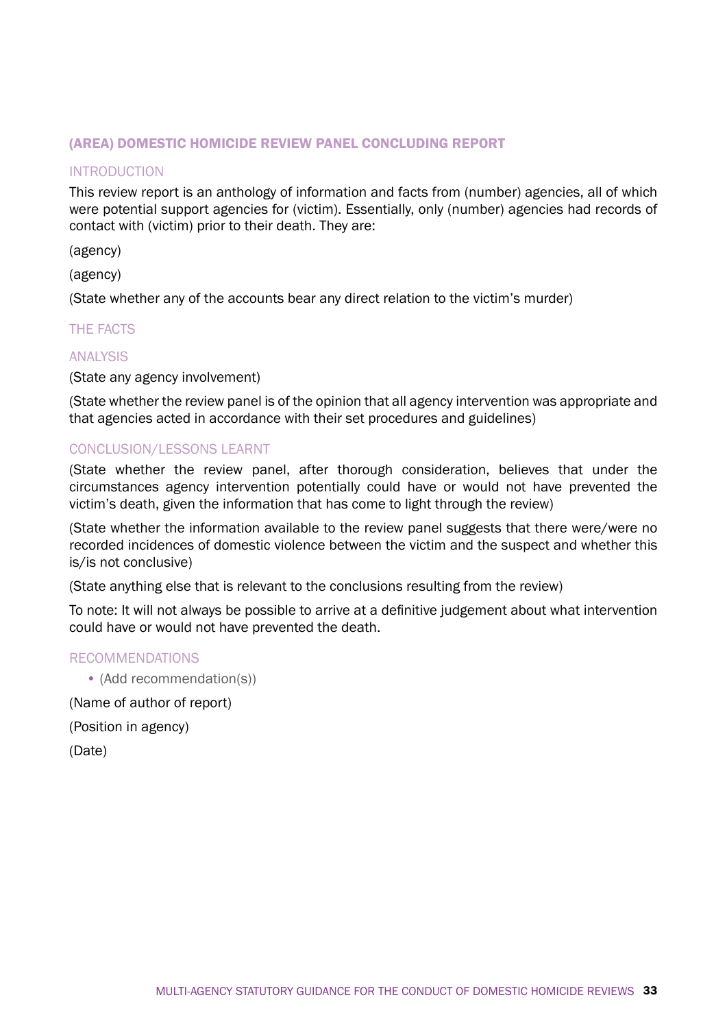## (AREA) DOMESTIC HOMICIDE REVIEW PANEL CONCLUDING REPORT

### INTRODUCTION

This review report is an anthology of information and facts from (number) agencies, all of which were potential support agencies for (victim). Essentially, only (number) agencies had records of contact with (victim) prior to their death. They are:

(agency)

(agency)

(State whether any of the accounts bear any direct relation to the victim's murder)

### THE FACTS

### ANALYSIS

(State any agency involvement)

(State whether the review panel is of the opinion that all agency intervention was appropriate and that agencies acted in accordance with their set procedures and guidelines)

### CONCLUSION/LESSONS LEARNT

(State whether the review panel, after thorough consideration, believes that under the circumstances agency intervention potentially could have or would not have prevented the victim's death, given the information that has come to light through the review)

(State whether the information available to the review panel suggests that there were/were no recorded incidences of domestic violence between the victim and the suspect and whether this is/is not conclusive)

(State anything else that is relevant to the conclusions resulting from the review)

To note: It will not always be possible to arrive at a definitive judgement about what intervention could have or would not have prevented the death.

### RECOMMENDATIONS

- (Add recommendation(s))

(Name of author of report)

(Position in agency)

(Date)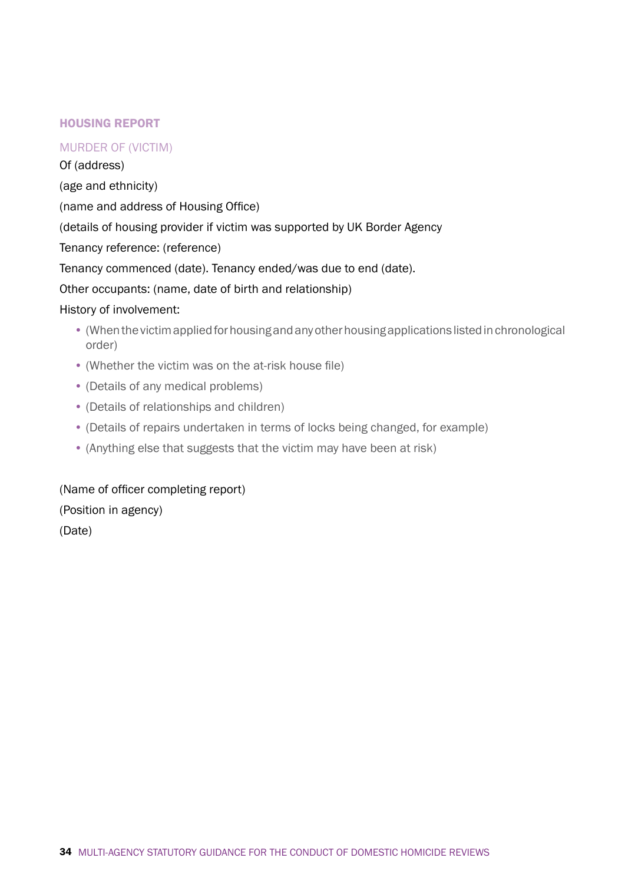## HOUSING REPORT

### MURDER OF (VICTIM)

Of (address)

(age and ethnicity)

(name and address of Housing Office)

(details of housing provider if victim was supported by UK Border Agency

Tenancy reference: (reference)

Tenancy commenced (date). Tenancy ended/was due to end (date).

Other occupants: (name, date of birth and relationship)

History of involvement:

- (When the victim applied for housing and any other housing applications listed in chronological order)
- (Whether the victim was on the at-risk house file)
- (Details of any medical problems)
- (Details of relationships and children)
- (Details of repairs undertaken in terms of locks being changed, for example)
- (Anything else that suggests that the victim may have been at risk)

(Name of officer completing report)

(Position in agency)

(Date)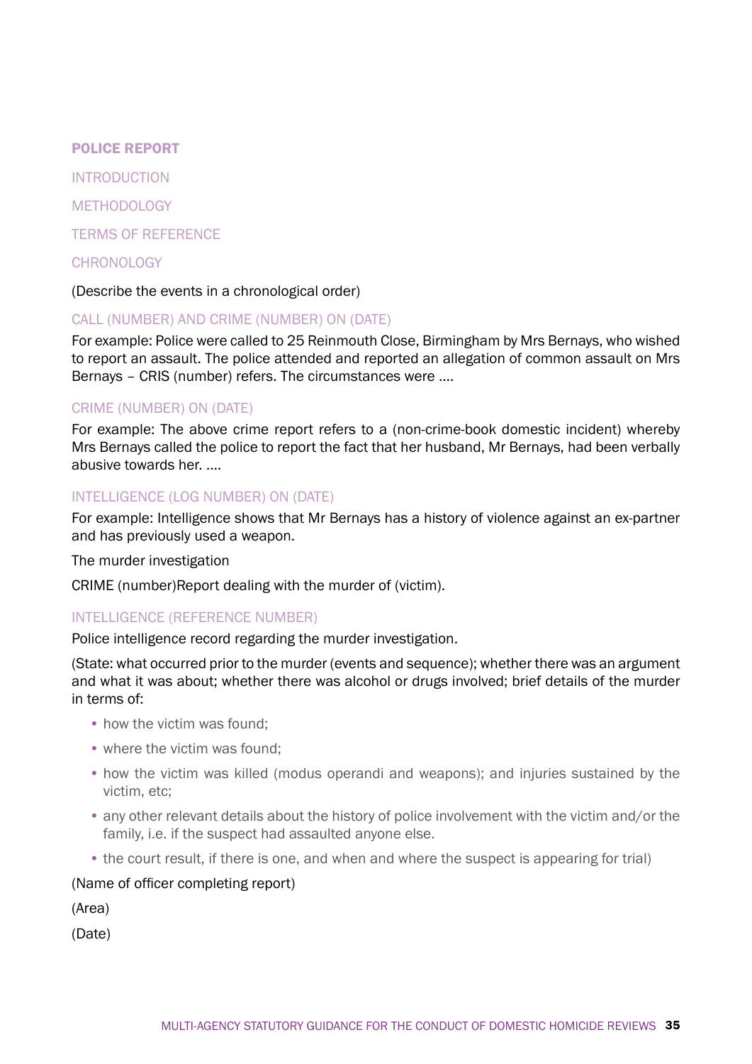## POLICE REPORT

### INTRODUCTION

### METHODOLOGY

### TERMS OF REFERENCE

### CHRONOLOGY

(Describe the events in a chronological order)

#### CALL (NUMBER) AND CRIME (NUMBER) ON (DATE)

For example: Police were called to 25 Reinmouth Close, Birmingham by Mrs Bernays, who wished to report an assault. The police attended and reported an allegation of common assault on Mrs Bernays – CRIS (number) refers. The circumstances were ....

#### CRIME (NUMBER) ON (DATE)

For example: The above crime report refers to a (non-crime-book domestic incident) whereby Mrs Bernays called the police to report the fact that her husband, Mr Bernays, had been verbally abusive towards her. ....

#### INTELLIGENCE (LOG NUMBER) ON (DATE)

For example: Intelligence shows that Mr Bernays has a history of violence against an ex-partner and has previously used a weapon.

The murder investigation

CRIME (number)Report dealing with the murder of (victim).

#### INTELLIGENCE (REFERENCE NUMBER)

Police intelligence record regarding the murder investigation.

(State: what occurred prior to the murder (events and sequence); whether there was an argument and what it was about; whether there was alcohol or drugs involved; brief details of the murder in terms of:

- how the victim was found;
- where the victim was found;
- how the victim was killed (modus operandi and weapons); and injuries sustained by the victim, etc;
- any other relevant details about the history of police involvement with the victim and/or the family, i.e. if the suspect had assaulted anyone else.
- the court result, if there is one, and when and where the suspect is appearing for trial)

(Name of officer completing report)

(Area)

(Date)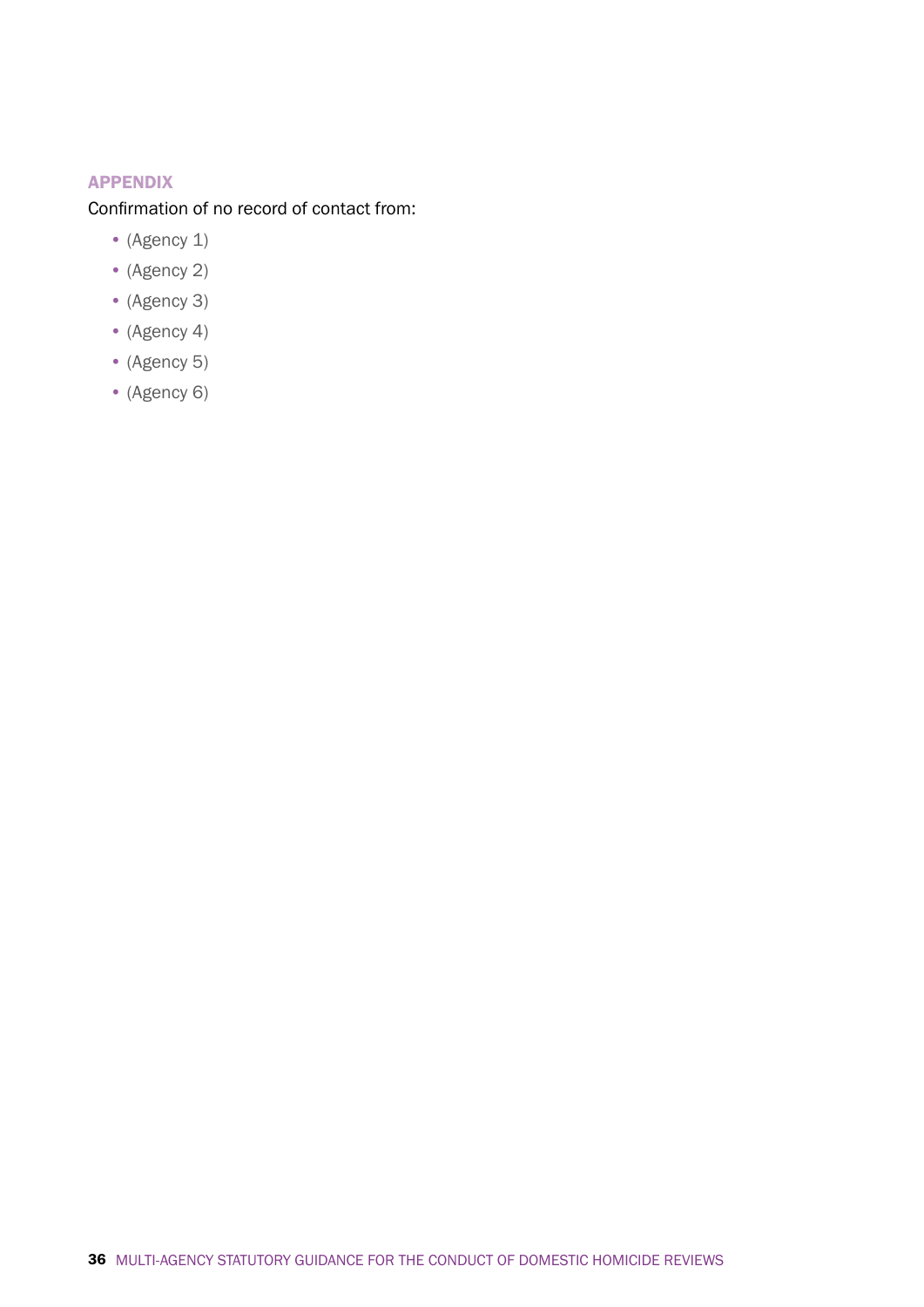## APPENDIX

Confirmation of no record of contact from:

- (Agency 1)
- (Agency 2)
- (Agency 3)
- (Agency 4)
- (Agency 5)
- (Agency 6)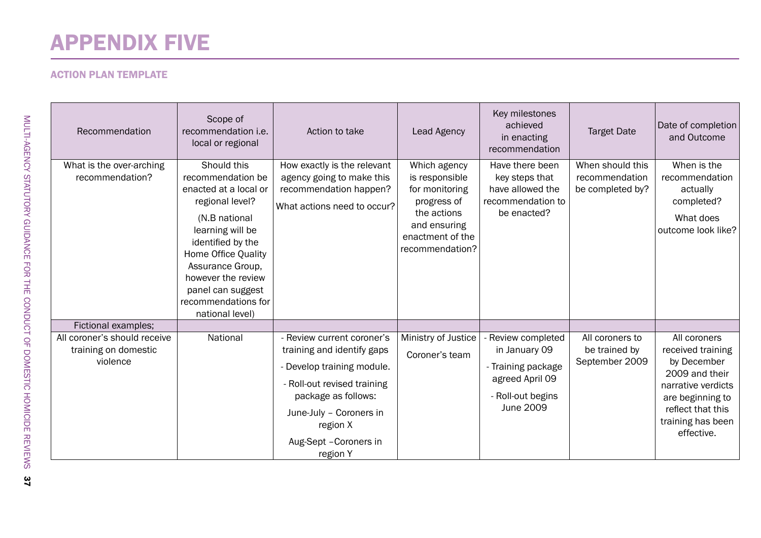# APPENDIX FIVE

## ACTION PLAN TEMPLATE

| Recommendation | Scope of recommendation i.e. local or regional | Action to take | Lead Agency | Key milestones achieved in enacting recommendation | Target Date | Date of completion and Outcome |
|---|---|---|---|---|---|---|
| What is the over-arching recommendation? | Should this recommendation be enacted at a local or regional level? (N.B national learning will be identified by the Home Office Quality Assurance Group, however the review panel can suggest recommendations for national level) | How exactly is the relevant agency going to make this recommendation happen? What actions need to occur? | Which agency is responsible for monitoring progress of the actions and ensuring enactment of the recommendation? | Have there been key steps that have allowed the recommendation to be enacted? | When should this recommendation be completed by? | When is the recommendation actually completed? What does outcome look like? |
| Fictional examples; | | | | | | |
| All coroner's should receive training on domestic violence | National | - Review current coroner's training and identify gaps<br>- Develop training module.<br>- Roll-out revised training package as follows:<br>June-July – Coroners in region X<br>Aug-Sept –Coroners in region Y | Ministry of Justice<br>Coroner's team | - Review completed in January 09<br>- Training package agreed April 09<br>- Roll-out begins June 2009 | All coroners to be trained by September 2009 | All coroners received training by December 2009 and their narrative verdicts are beginning to reflect that this training has been effective. |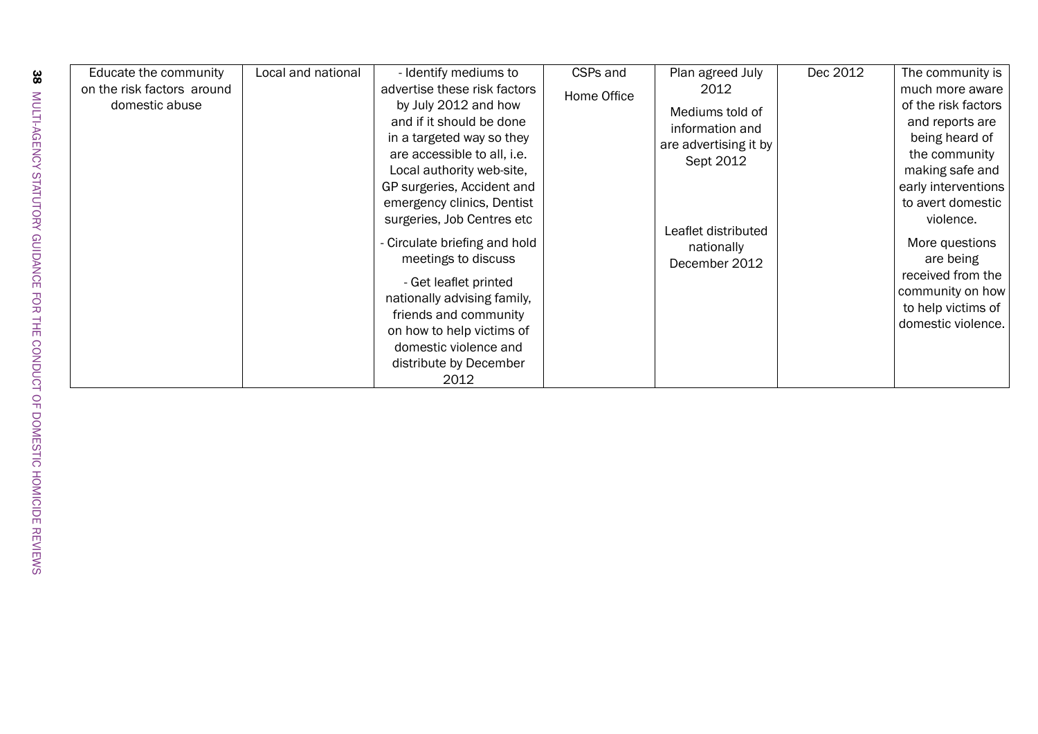| | | | | | | |
|---|---|---|---|---|---|---|
| Educate the community on the risk factors around domestic abuse | Local and national | - Identify mediums to advertise these risk factors by July 2012 and how and if it should be done in a targeted way so they are accessible to all, i.e. Local authority web-site, GP surgeries, Accident and emergency clinics, Dentist surgeries, Job Centres etc<br>- Circulate briefing and hold meetings to discuss<br>- Get leaflet printed nationally advising family, friends and community on how to help victims of domestic violence and distribute by December 2012 | CSPs and Home Office | Plan agreed July 2012<br>Mediums told of information and are advertising it by Sept 2012<br>Leaflet distributed nationally December 2012 | Dec 2012 | The community is much more aware of the risk factors and reports are being heard of the community making safe and early interventions to avert domestic violence.<br>More questions are being received from the community on how to help victims of domestic violence. |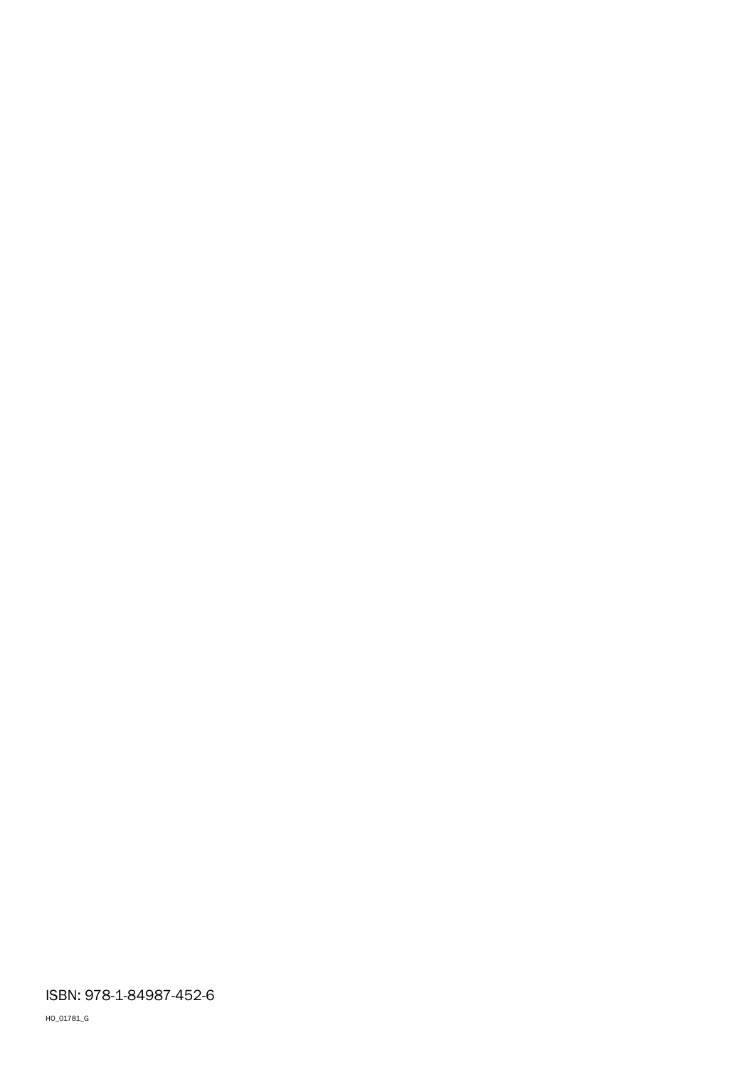ISBN: 978-1-84987-452-6

HO_01781_G